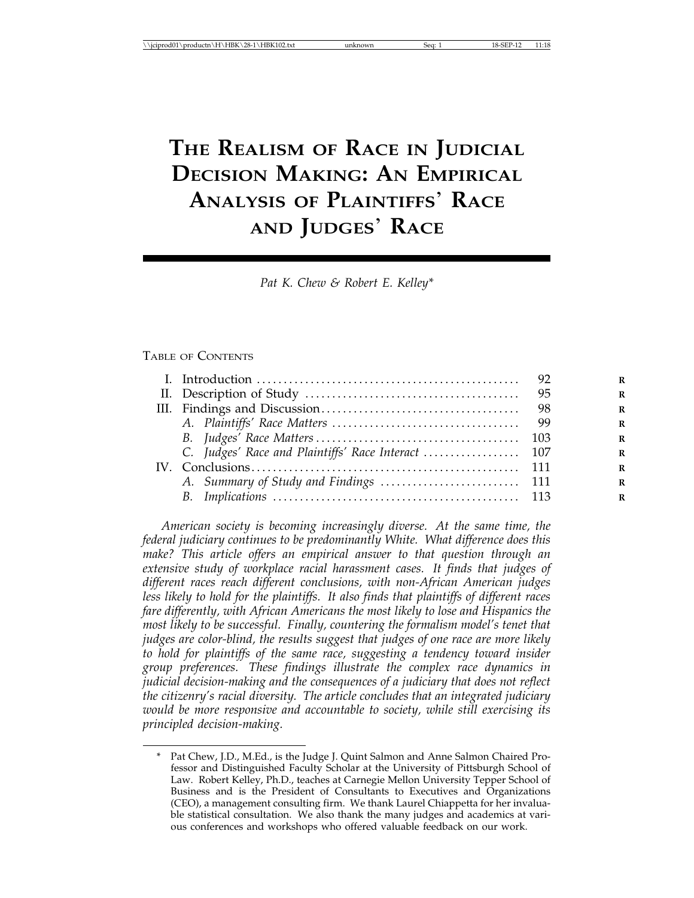# The Realism of Race in Judicial Decision Making: An Empirical Analysis of Plaintiffs' Race and Judges' Race

*Pat K. Chew & Robert E. Kelley\**

Table of Contents

| | | |
|---|---|---|
| I. | Introduction | 92 |
| II. | Description of Study | 95 |
| III. | Findings and Discussion | 98 |
| | *A. Plaintiffs' Race Matters* | 99 |
| | *B. Judges' Race Matters* | 103 |
| | *C. Judges' Race and Plaintiffs' Race Interact* | 107 |
| IV. | Conclusions | 111 |
| | *A. Summary of Study and Findings* | 111 |
| | *B. Implications* | 113 |

*American society is becoming increasingly diverse. At the same time, the federal judiciary continues to be predominantly White. What difference does this make? This article offers an empirical answer to that question through an extensive study of workplace racial harassment cases. It finds that judges of different races reach different conclusions, with non-African American judges less likely to hold for the plaintiffs. It also finds that plaintiffs of different races fare differently, with African Americans the most likely to lose and Hispanics the most likely to be successful. Finally, countering the formalism model's tenet that judges are color-blind, the results suggest that judges of one race are more likely to hold for plaintiffs of the same race, suggesting a tendency toward insider group preferences. These findings illustrate the complex race dynamics in judicial decision-making and the consequences of a judiciary that does not reflect the citizenry's racial diversity. The article concludes that an integrated judiciary would be more responsive and accountable to society, while still exercising its principled decision-making.*

---

\* Pat Chew, J.D., M.Ed., is the Judge J. Quint Salmon and Anne Salmon Chaired Professor and Distinguished Faculty Scholar at the University of Pittsburgh School of Law. Robert Kelley, Ph.D., teaches at Carnegie Mellon University Tepper School of Business and is the President of Consultants to Executives and Organizations (CEO), a management consulting firm. We thank Laurel Chiappetta for her invaluable statistical consultation. We also thank the many judges and academics at various conferences and workshops who offered valuable feedback on our work.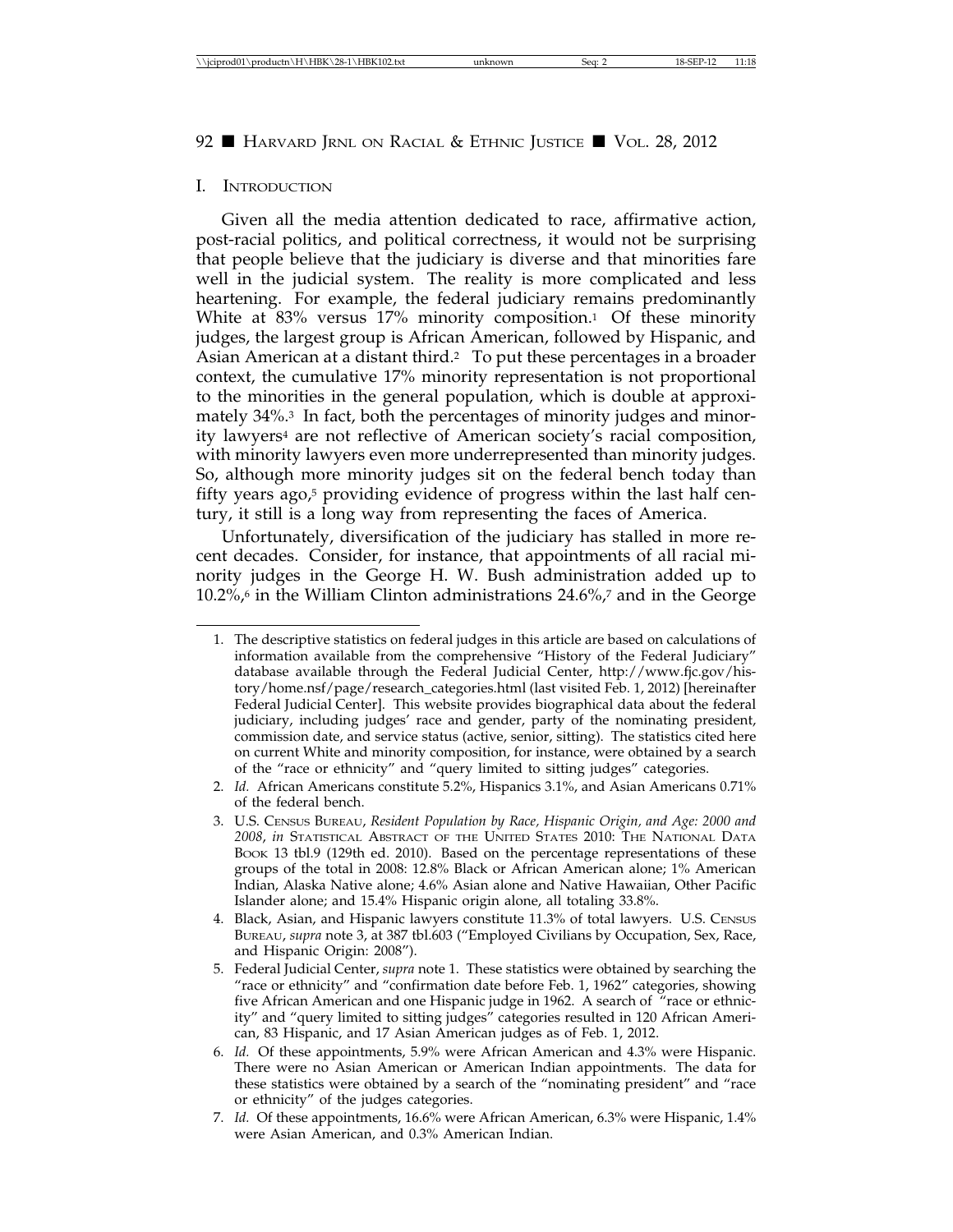## I. INTRODUCTION

Given all the media attention dedicated to race, affirmative action, post-racial politics, and political correctness, it would not be surprising that people believe that the judiciary is diverse and that minorities fare well in the judicial system. The reality is more complicated and less heartening. For example, the federal judiciary remains predominantly White at 83% versus 17% minority composition.[1] Of these minority judges, the largest group is African American, followed by Hispanic, and Asian American at a distant third.[2] To put these percentages in a broader context, the cumulative 17% minority representation is not proportional to the minorities in the general population, which is double at approximately 34%.[3] In fact, both the percentages of minority judges and minority lawyers[4] are not reflective of American society's racial composition, with minority lawyers even more underrepresented than minority judges. So, although more minority judges sit on the federal bench today than fifty years ago,[5] providing evidence of progress within the last half century, it still is a long way from representing the faces of America.

Unfortunately, diversification of the judiciary has stalled in more recent decades. Consider, for instance, that appointments of all racial minority judges in the George H. W. Bush administration added up to 10.2%,[6] in the William Clinton administrations 24.6%,[7] and in the George

---

1. The descriptive statistics on federal judges in this article are based on calculations of information available from the comprehensive "History of the Federal Judiciary" database available through the Federal Judicial Center, http://www.fjc.gov/history/home.nsf/page/research_categories.html (last visited Feb. 1, 2012) [hereinafter Federal Judicial Center]. This website provides biographical data about the federal judiciary, including judges' race and gender, party of the nominating president, commission date, and service status (active, senior, sitting). The statistics cited here on current White and minority composition, for instance, were obtained by a search of the "race or ethnicity" and "query limited to sitting judges" categories.
2. *Id.* African Americans constitute 5.2%, Hispanics 3.1%, and Asian Americans 0.71% of the federal bench.
3. U.S. CENSUS BUREAU, *Resident Population by Race, Hispanic Origin, and Age: 2000 and 2008*, *in* STATISTICAL ABSTRACT OF THE UNITED STATES 2010: THE NATIONAL DATA BOOK 13 tbl.9 (129th ed. 2010). Based on the percentage representations of these groups of the total in 2008: 12.8% Black or African American alone; 1% American Indian, Alaska Native alone; 4.6% Asian alone and Native Hawaiian, Other Pacific Islander alone; and 15.4% Hispanic origin alone, all totaling 33.8%.
4. Black, Asian, and Hispanic lawyers constitute 11.3% of total lawyers. U.S. CENSUS BUREAU, *supra* note 3, at 387 tbl.603 ("Employed Civilians by Occupation, Sex, Race, and Hispanic Origin: 2008").
5. Federal Judicial Center, *supra* note 1. These statistics were obtained by searching the "race or ethnicity" and "confirmation date before Feb. 1, 1962" categories, showing five African American and one Hispanic judge in 1962. A search of "race or ethnicity" and "query limited to sitting judges" categories resulted in 120 African American, 83 Hispanic, and 17 Asian American judges as of Feb. 1, 2012.
6. *Id.* Of these appointments, 5.9% were African American and 4.3% were Hispanic. There were no Asian American or American Indian appointments. The data for these statistics were obtained by a search of the "nominating president" and "race or ethnicity" of the judges categories.
7. *Id.* Of these appointments, 16.6% were African American, 6.3% were Hispanic, 1.4% were Asian American, and 0.3% American Indian.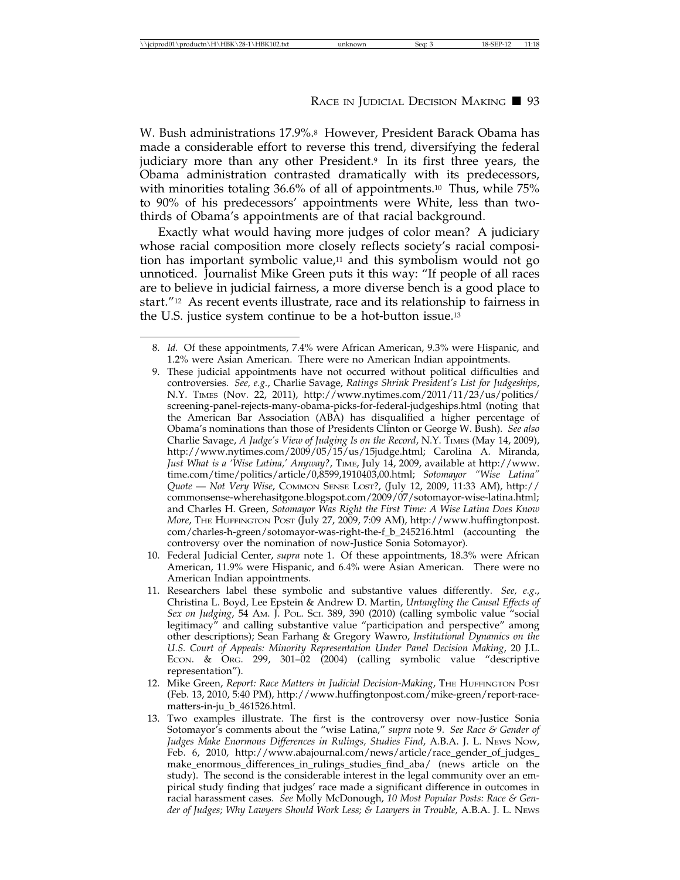W. Bush administrations 17.9%.[8] However, President Barack Obama has made a considerable effort to reverse this trend, diversifying the federal judiciary more than any other President.[9] In its first three years, the Obama administration contrasted dramatically with its predecessors, with minorities totaling 36.6% of all of appointments.[10] Thus, while 75% to 90% of his predecessors' appointments were White, less than two-thirds of Obama's appointments are of that racial background.

Exactly what would having more judges of color mean? A judiciary whose racial composition more closely reflects society's racial composition has important symbolic value,[11] and this symbolism would not go unnoticed. Journalist Mike Green puts it this way: "If people of all races are to believe in judicial fairness, a more diverse bench is a good place to start."[12] As recent events illustrate, race and its relationship to fairness in the U.S. justice system continue to be a hot-button issue.[13]

---

8. *Id.* Of these appointments, 7.4% were African American, 9.3% were Hispanic, and 1.2% were Asian American. There were no American Indian appointments.

9. These judicial appointments have not occurred without political difficulties and controversies. *See, e.g.*, Charlie Savage, *Ratings Shrink President's List for Judgeships*, N.Y. TIMES (Nov. 22, 2011), http://www.nytimes.com/2011/11/23/us/politics/screening-panel-rejects-many-obama-picks-for-federal-judgeships.html (noting that the American Bar Association (ABA) has disqualified a higher percentage of Obama's nominations than those of Presidents Clinton or George W. Bush). *See also* Charlie Savage, *A Judge's View of Judging Is on the Record*, N.Y. TIMES (May 14, 2009), http://www.nytimes.com/2009/05/15/us/15judge.html; Carolina A. Miranda, *Just What is a 'Wise Latina,' Anyway?*, TIME, July 14, 2009, available at http://www.time.com/time/politics/article/0,8599,1910403,00.html; *Sotomayor "Wise Latina" Quote — Not Very Wise*, COMMON SENSE LOST?, (July 12, 2009, 11:33 AM), http://commonsense-wherehasitgone.blogspot.com/2009/07/sotomayor-wise-latina.html; and Charles H. Green, *Sotomayor Was Right the First Time: A Wise Latina Does Know More*, THE HUFFINGTON POST (July 27, 2009, 7:09 AM), http://www.huffingtonpost.com/charles-h-green/sotomayor-was-right-the-f_b_245216.html (accounting the controversy over the nomination of now-Justice Sonia Sotomayor).

10. Federal Judicial Center, *supra* note 1. Of these appointments, 18.3% were African American, 11.9% were Hispanic, and 6.4% were Asian American. There were no American Indian appointments.

11. Researchers label these symbolic and substantive values differently. *See, e.g.*, Christina L. Boyd, Lee Epstein & Andrew D. Martin, *Untangling the Causal Effects of Sex on Judging*, 54 AM. J. POL. SCI. 389, 390 (2010) (calling symbolic value "social legitimacy" and calling substantive value "participation and perspective" among other descriptions); Sean Farhang & Gregory Wawro, *Institutional Dynamics on the U.S. Court of Appeals: Minority Representation Under Panel Decision Making*, 20 J.L. ECON. & ORG. 299, 301–02 (2004) (calling symbolic value "descriptive representation").

12. Mike Green, *Report: Race Matters in Judicial Decision-Making*, THE HUFFINGTON POST (Feb. 13, 2010, 5:40 PM), http://www.huffingtonpost.com/mike-green/report-race-matters-in-ju_b_461526.html.

13. Two examples illustrate. The first is the controversy over now-Justice Sonia Sotomayor's comments about the "wise Latina," *supra* note 9. *See Race & Gender of Judges Make Enormous Differences in Rulings, Studies Find*, A.B.A. J. L. NEWS NOW, Feb. 6, 2010, http://www.abajournal.com/news/article/race_gender_of_judges_make_enormous_differences_in_rulings_studies_find_aba/ (news article on the study). The second is the considerable interest in the legal community over an empirical study finding that judges' race made a significant difference in outcomes in racial harassment cases. *See* Molly McDonough, *10 Most Popular Posts: Race & Gender of Judges; Why Lawyers Should Work Less; & Lawyers in Trouble,* A.B.A. J. L. NEWS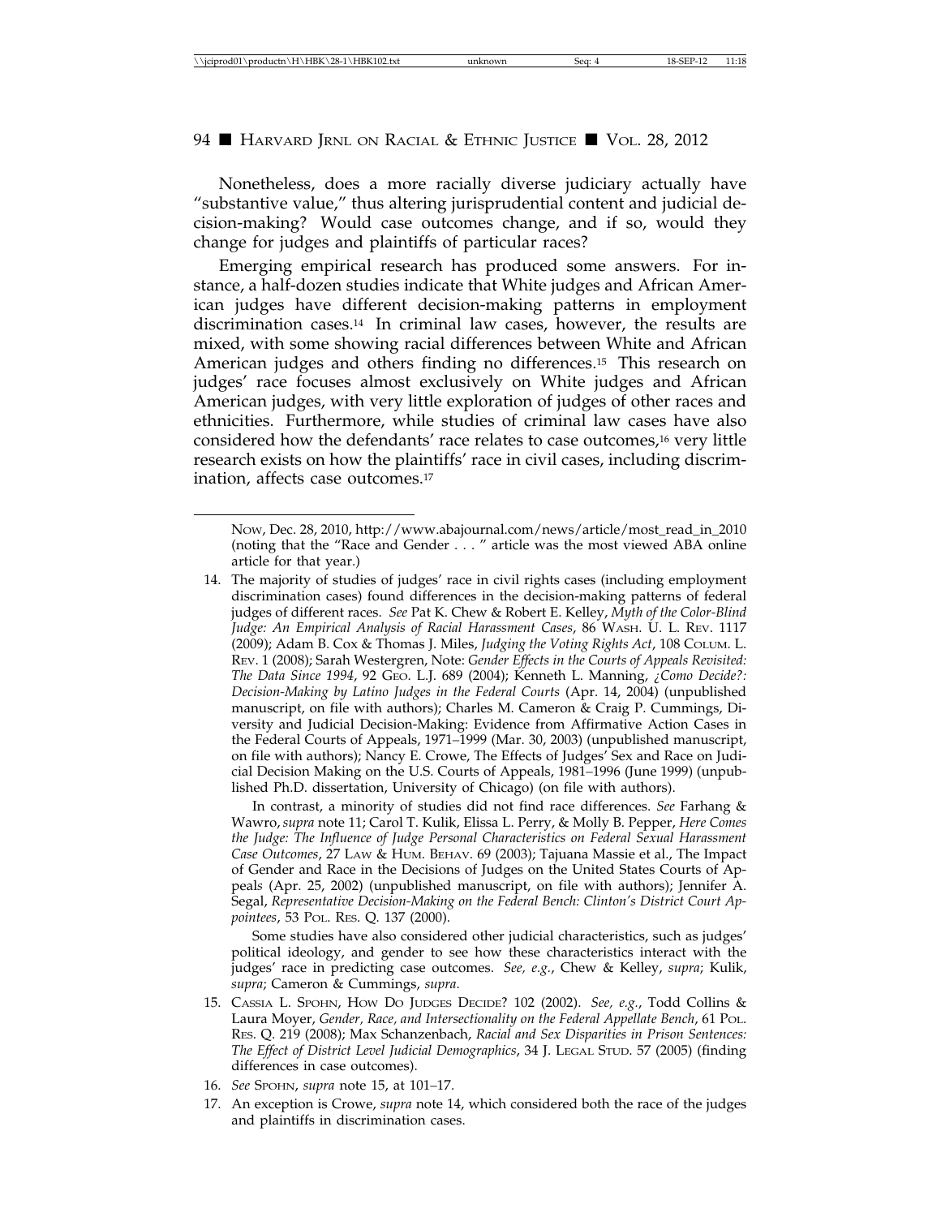Nonetheless, does a more racially diverse judiciary actually have "substantive value," thus altering jurisprudential content and judicial decision-making? Would case outcomes change, and if so, would they change for judges and plaintiffs of particular races?

Emerging empirical research has produced some answers. For instance, a half-dozen studies indicate that White judges and African American judges have different decision-making patterns in employment discrimination cases.[14] In criminal law cases, however, the results are mixed, with some showing racial differences between White and African American judges and others finding no differences.[15] This research on judges' race focuses almost exclusively on White judges and African American judges, with very little exploration of judges of other races and ethnicities. Furthermore, while studies of criminal law cases have also considered how the defendants' race relates to case outcomes,[16] very little research exists on how the plaintiffs' race in civil cases, including discrimination, affects case outcomes.[17]

---

NOW, Dec. 28, 2010, http://www.abajournal.com/news/article/most_read_in_2010 (noting that the "Race and Gender . . . " article was the most viewed ABA online article for that year.)

14. The majority of studies of judges' race in civil rights cases (including employment discrimination cases) found differences in the decision-making patterns of federal judges of different races. *See* Pat K. Chew & Robert E. Kelley, *Myth of the Color-Blind Judge: An Empirical Analysis of Racial Harassment Cases*, 86 WASH. U. L. REV. 1117 (2009); Adam B. Cox & Thomas J. Miles, *Judging the Voting Rights Act*, 108 COLUM. L. REV. 1 (2008); Sarah Westergren, Note: *Gender Effects in the Courts of Appeals Revisited: The Data Since 1994*, 92 GEO. L.J. 689 (2004); Kenneth L. Manning, *¿Como Decide?: Decision-Making by Latino Judges in the Federal Courts* (Apr. 14, 2004) (unpublished manuscript, on file with authors); Charles M. Cameron & Craig P. Cummings, Diversity and Judicial Decision-Making: Evidence from Affirmative Action Cases in the Federal Courts of Appeals, 1971–1999 (Mar. 30, 2003) (unpublished manuscript, on file with authors); Nancy E. Crowe, The Effects of Judges' Sex and Race on Judicial Decision Making on the U.S. Courts of Appeals, 1981–1996 (June 1999) (unpublished Ph.D. dissertation, University of Chicago) (on file with authors).

    In contrast, a minority of studies did not find race differences. *See* Farhang & Wawro, *supra* note 11; Carol T. Kulik, Elissa L. Perry, & Molly B. Pepper, *Here Comes the Judge: The Influence of Judge Personal Characteristics on Federal Sexual Harassment Case Outcomes*, 27 LAW & HUM. BEHAV. 69 (2003); Tajuana Massie et al., The Impact of Gender and Race in the Decisions of Judges on the United States Courts of Appeals (Apr. 25, 2002) (unpublished manuscript, on file with authors); Jennifer A. Segal, *Representative Decision-Making on the Federal Bench: Clinton's District Court Appointees*, 53 POL. RES. Q. 137 (2000).

    Some studies have also considered other judicial characteristics, such as judges' political ideology, and gender to see how these characteristics interact with the judges' race in predicting case outcomes. *See, e.g.*, Chew & Kelley, *supra*; Kulik, *supra*; Cameron & Cummings, *supra*.

15. CASSIA L. SPOHN, HOW DO JUDGES DECIDE? 102 (2002). *See, e.g.*, Todd Collins & Laura Moyer, *Gender, Race, and Intersectionality on the Federal Appellate Bench*, 61 POL. RES. Q. 219 (2008); Max Schanzenbach, *Racial and Sex Disparities in Prison Sentences: The Effect of District Level Judicial Demographics*, 34 J. LEGAL STUD. 57 (2005) (finding differences in case outcomes).

16. *See* SPOHN, *supra* note 15, at 101–17.

17. An exception is Crowe, *supra* note 14, which considered both the race of the judges and plaintiffs in discrimination cases.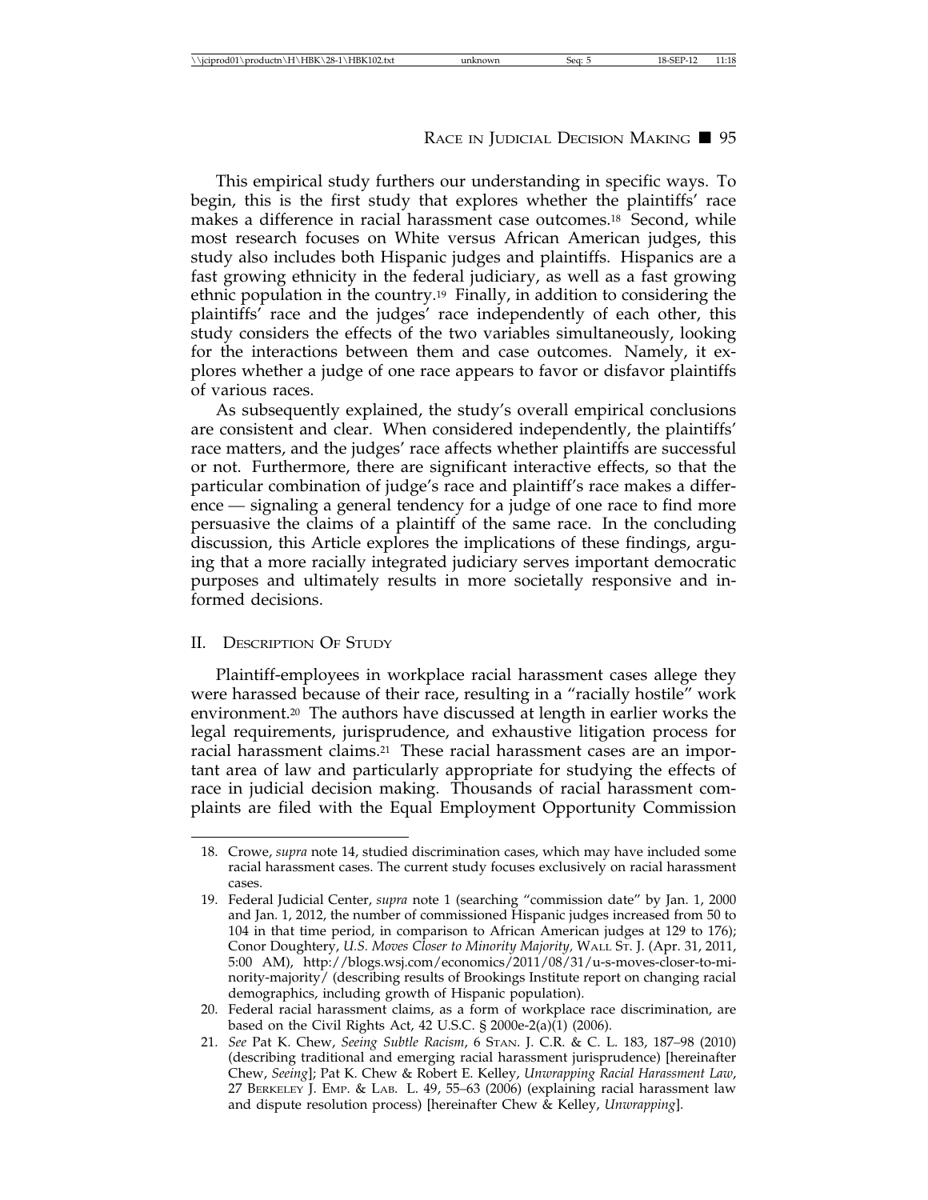This empirical study furthers our understanding in specific ways. To begin, this is the first study that explores whether the plaintiffs' race makes a difference in racial harassment case outcomes.[18] Second, while most research focuses on White versus African American judges, this study also includes both Hispanic judges and plaintiffs. Hispanics are a fast growing ethnicity in the federal judiciary, as well as a fast growing ethnic population in the country.[19] Finally, in addition to considering the plaintiffs' race and the judges' race independently of each other, this study considers the effects of the two variables simultaneously, looking for the interactions between them and case outcomes. Namely, it explores whether a judge of one race appears to favor or disfavor plaintiffs of various races.

As subsequently explained, the study's overall empirical conclusions are consistent and clear. When considered independently, the plaintiffs' race matters, and the judges' race affects whether plaintiffs are successful or not. Furthermore, there are significant interactive effects, so that the particular combination of judge's race and plaintiff's race makes a difference — signaling a general tendency for a judge of one race to find more persuasive the claims of a plaintiff of the same race. In the concluding discussion, this Article explores the implications of these findings, arguing that a more racially integrated judiciary serves important democratic purposes and ultimately results in more societally responsive and informed decisions.

## II. Description Of Study

Plaintiff-employees in workplace racial harassment cases allege they were harassed because of their race, resulting in a "racially hostile" work environment.[20] The authors have discussed at length in earlier works the legal requirements, jurisprudence, and exhaustive litigation process for racial harassment claims.[21] These racial harassment cases are an important area of law and particularly appropriate for studying the effects of race in judicial decision making. Thousands of racial harassment complaints are filed with the Equal Employment Opportunity Commission

---

18. Crowe, *supra* note 14, studied discrimination cases, which may have included some racial harassment cases. The current study focuses exclusively on racial harassment cases.

19. Federal Judicial Center, *supra* note 1 (searching "commission date" by Jan. 1, 2000 and Jan. 1, 2012, the number of commissioned Hispanic judges increased from 50 to 104 in that time period, in comparison to African American judges at 129 to 176); Conor Doughtery, *U.S. Moves Closer to Minority Majority*, Wall St. J. (Apr. 31, 2011, 5:00 AM), http://blogs.wsj.com/economics/2011/08/31/u-s-moves-closer-to-minority-majority/ (describing results of Brookings Institute report on changing racial demographics, including growth of Hispanic population).

20. Federal racial harassment claims, as a form of workplace race discrimination, are based on the Civil Rights Act, 42 U.S.C. § 2000e-2(a)(1) (2006).

21. *See* Pat K. Chew, *Seeing Subtle Racism*, 6 Stan. J. C.R. & C. L. 183, 187–98 (2010) (describing traditional and emerging racial harassment jurisprudence) [hereinafter Chew, *Seeing*]; Pat K. Chew & Robert E. Kelley, *Unwrapping Racial Harassment Law*, 27 Berkeley J. Emp. & Lab. L. 49, 55–63 (2006) (explaining racial harassment law and dispute resolution process) [hereinafter Chew & Kelley, *Unwrapping*].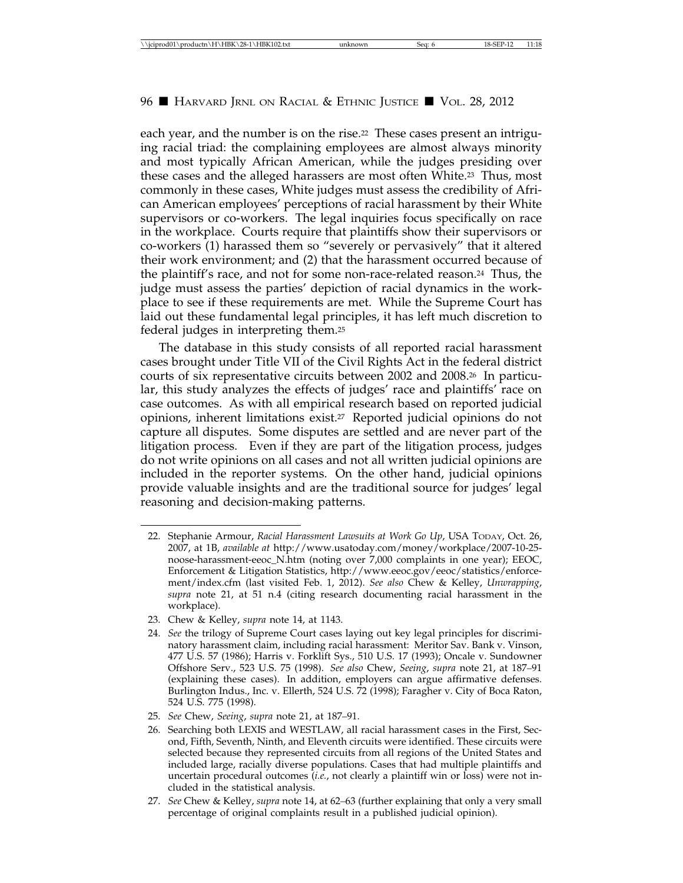each year, and the number is on the rise.[22] These cases present an intriguing racial triad: the complaining employees are almost always minority and most typically African American, while the judges presiding over these cases and the alleged harassers are most often White.[23] Thus, most commonly in these cases, White judges must assess the credibility of African American employees' perceptions of racial harassment by their White supervisors or co-workers. The legal inquiries focus specifically on race in the workplace. Courts require that plaintiffs show their supervisors or co-workers (1) harassed them so "severely or pervasively" that it altered their work environment; and (2) that the harassment occurred because of the plaintiff's race, and not for some non-race-related reason.[24] Thus, the judge must assess the parties' depiction of racial dynamics in the workplace to see if these requirements are met. While the Supreme Court has laid out these fundamental legal principles, it has left much discretion to federal judges in interpreting them.[25]

The database in this study consists of all reported racial harassment cases brought under Title VII of the Civil Rights Act in the federal district courts of six representative circuits between 2002 and 2008.[26] In particular, this study analyzes the effects of judges' race and plaintiffs' race on case outcomes. As with all empirical research based on reported judicial opinions, inherent limitations exist.[27] Reported judicial opinions do not capture all disputes. Some disputes are settled and are never part of the litigation process. Even if they are part of the litigation process, judges do not write opinions on all cases and not all written judicial opinions are included in the reporter systems. On the other hand, judicial opinions provide valuable insights and are the traditional source for judges' legal reasoning and decision-making patterns.

---

22. Stephanie Armour, *Racial Harassment Lawsuits at Work Go Up*, USA TODAY, Oct. 26, 2007, at 1B, *available at* http://www.usatoday.com/money/workplace/2007-10-25-noose-harassment-eeoc_N.htm (noting over 7,000 complaints in one year); EEOC, Enforcement & Litigation Statistics, http://www.eeoc.gov/eeoc/statistics/enforcement/index.cfm (last visited Feb. 1, 2012). *See also* Chew & Kelley, *Unwrapping*, *supra* note 21, at 51 n.4 (citing research documenting racial harassment in the workplace).

23. Chew & Kelley, *supra* note 14, at 1143.

24. *See* the trilogy of Supreme Court cases laying out key legal principles for discriminatory harassment claim, including racial harassment: Meritor Sav. Bank v. Vinson, 477 U.S. 57 (1986); Harris v. Forklift Sys., 510 U.S. 17 (1993); Oncale v. Sundowner Offshore Serv., 523 U.S. 75 (1998). *See also* Chew, *Seeing*, *supra* note 21, at 187–91 (explaining these cases). In addition, employers can argue affirmative defenses. Burlington Indus., Inc. v. Ellerth, 524 U.S. 72 (1998); Faragher v. City of Boca Raton, 524 U.S. 775 (1998).

25. *See* Chew, *Seeing*, *supra* note 21, at 187–91.

26. Searching both LEXIS and WESTLAW, all racial harassment cases in the First, Second, Fifth, Seventh, Ninth, and Eleventh circuits were identified. These circuits were selected because they represented circuits from all regions of the United States and included large, racially diverse populations. Cases that had multiple plaintiffs and uncertain procedural outcomes (*i.e.*, not clearly a plaintiff win or loss) were not included in the statistical analysis.

27. *See* Chew & Kelley, *supra* note 14, at 62–63 (further explaining that only a very small percentage of original complaints result in a published judicial opinion).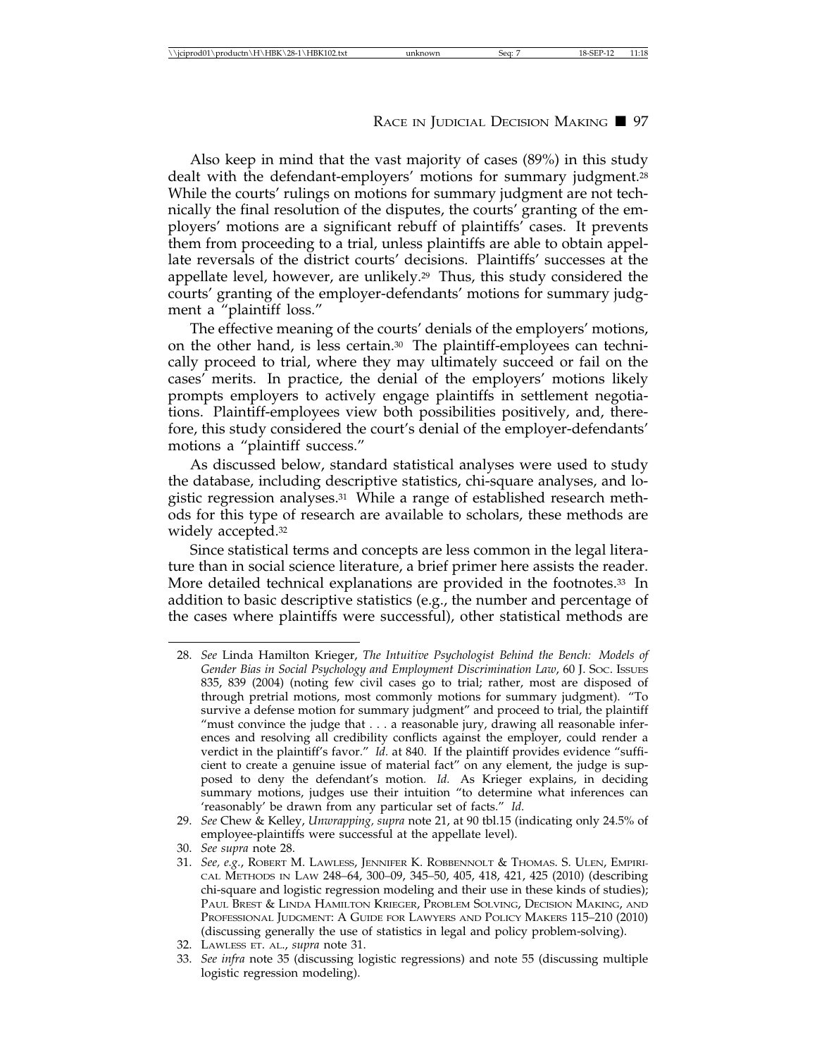Also keep in mind that the vast majority of cases (89%) in this study dealt with the defendant-employers' motions for summary judgment.[28] While the courts' rulings on motions for summary judgment are not technically the final resolution of the disputes, the courts' granting of the employers' motions are a significant rebuff of plaintiffs' cases. It prevents them from proceeding to a trial, unless plaintiffs are able to obtain appellate reversals of the district courts' decisions. Plaintiffs' successes at the appellate level, however, are unlikely.[29] Thus, this study considered the courts' granting of the employer-defendants' motions for summary judgment a "plaintiff loss."

The effective meaning of the courts' denials of the employers' motions, on the other hand, is less certain.[30] The plaintiff-employees can technically proceed to trial, where they may ultimately succeed or fail on the cases' merits. In practice, the denial of the employers' motions likely prompts employers to actively engage plaintiffs in settlement negotiations. Plaintiff-employees view both possibilities positively, and, therefore, this study considered the court's denial of the employer-defendants' motions a "plaintiff success."

As discussed below, standard statistical analyses were used to study the database, including descriptive statistics, chi-square analyses, and logistic regression analyses.[31] While a range of established research methods for this type of research are available to scholars, these methods are widely accepted.[32]

Since statistical terms and concepts are less common in the legal literature than in social science literature, a brief primer here assists the reader. More detailed technical explanations are provided in the footnotes.[33] In addition to basic descriptive statistics (e.g., the number and percentage of the cases where plaintiffs were successful), other statistical methods are

---

28. *See* Linda Hamilton Krieger, *The Intuitive Psychologist Behind the Bench: Models of Gender Bias in Social Psychology and Employment Discrimination Law*, 60 J. Soc. Issues 835, 839 (2004) (noting few civil cases go to trial; rather, most are disposed of through pretrial motions, most commonly motions for summary judgment). "To survive a defense motion for summary judgment" and proceed to trial, the plaintiff "must convince the judge that . . . a reasonable jury, drawing all reasonable inferences and resolving all credibility conflicts against the employer, could render a verdict in the plaintiff's favor." *Id.* at 840. If the plaintiff provides evidence "sufficient to create a genuine issue of material fact" on any element, the judge is supposed to deny the defendant's motion. *Id.* As Krieger explains, in deciding summary motions, judges use their intuition "to determine what inferences can 'reasonably' be drawn from any particular set of facts." *Id.*

29. *See* Chew & Kelley, *Unwrapping, supra* note 21, at 90 tbl.15 (indicating only 24.5% of employee-plaintiffs were successful at the appellate level).

30. *See supra* note 28.

31. *See, e.g.*, Robert M. Lawless, Jennifer K. Robbennolt & Thomas. S. Ulen, Empirical Methods in Law 248–64, 300–09, 345–50, 405, 418, 421, 425 (2010) (describing chi-square and logistic regression modeling and their use in these kinds of studies); Paul Brest & Linda Hamilton Krieger, Problem Solving, Decision Making, and Professional Judgment: A Guide for Lawyers and Policy Makers 115–210 (2010) (discussing generally the use of statistics in legal and policy problem-solving).

32. Lawless et. al., *supra* note 31.

33. *See infra* note 35 (discussing logistic regressions) and note 55 (discussing multiple logistic regression modeling).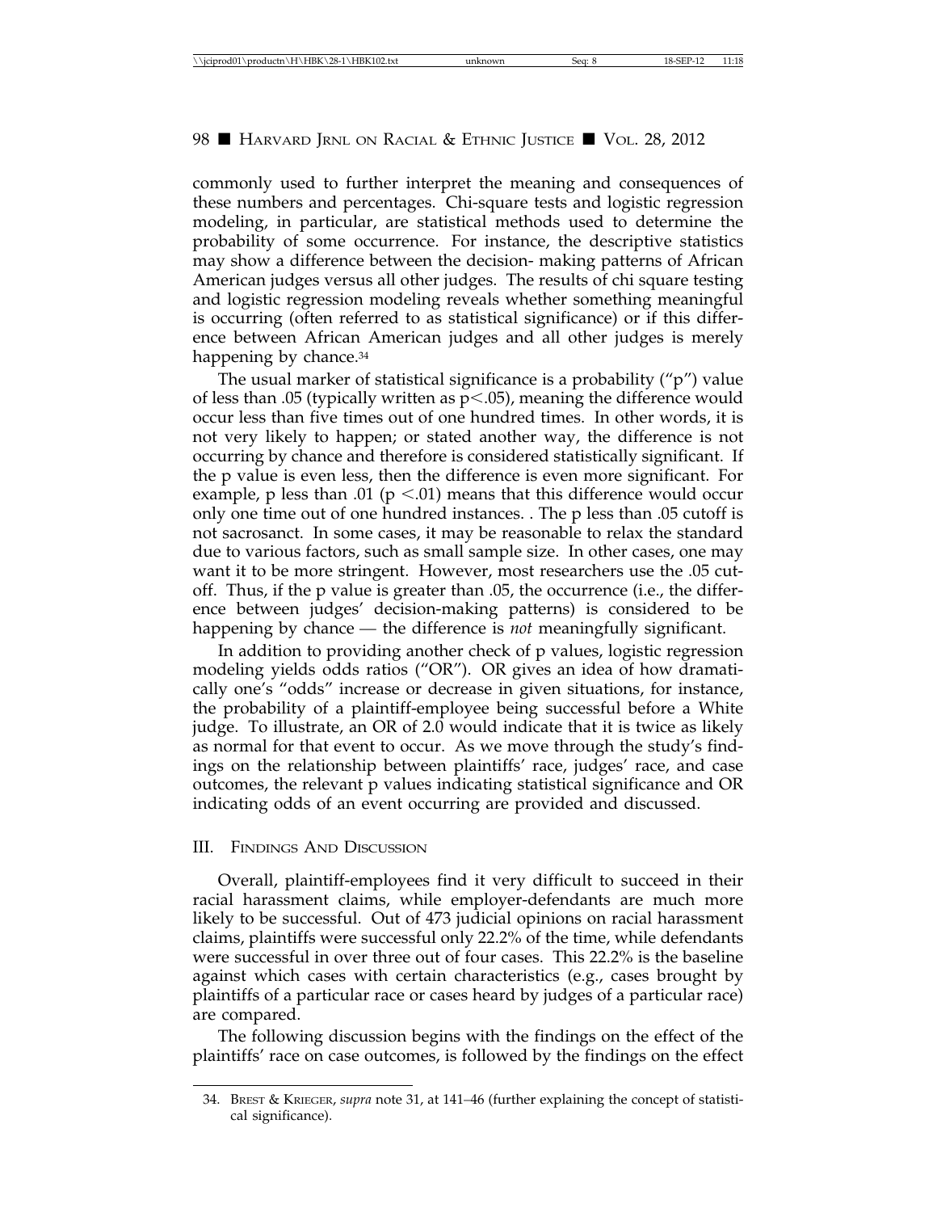commonly used to further interpret the meaning and consequences of these numbers and percentages. Chi-square tests and logistic regression modeling, in particular, are statistical methods used to determine the probability of some occurrence. For instance, the descriptive statistics may show a difference between the decision- making patterns of African American judges versus all other judges. The results of chi square testing and logistic regression modeling reveals whether something meaningful is occurring (often referred to as statistical significance) or if this difference between African American judges and all other judges is merely happening by chance.[34]

The usual marker of statistical significance is a probability ("p") value of less than .05 (typically written as $p<.05$), meaning the difference would occur less than five times out of one hundred times. In other words, it is not very likely to happen; or stated another way, the difference is not occurring by chance and therefore is considered statistically significant. If the p value is even less, then the difference is even more significant. For example, p less than .01 ($p < .01$) means that this difference would occur only one time out of one hundred instances. . The p less than .05 cutoff is not sacrosanct. In some cases, it may be reasonable to relax the standard due to various factors, such as small sample size. In other cases, one may want it to be more stringent. However, most researchers use the .05 cutoff. Thus, if the p value is greater than .05, the occurrence (i.e., the difference between judges' decision-making patterns) is considered to be happening by chance — the difference is *not* meaningfully significant.

In addition to providing another check of p values, logistic regression modeling yields odds ratios ("OR"). OR gives an idea of how dramatically one's "odds" increase or decrease in given situations, for instance, the probability of a plaintiff-employee being successful before a White judge. To illustrate, an OR of 2.0 would indicate that it is twice as likely as normal for that event to occur. As we move through the study's findings on the relationship between plaintiffs' race, judges' race, and case outcomes, the relevant p values indicating statistical significance and OR indicating odds of an event occurring are provided and discussed.

## III. Findings And Discussion

Overall, plaintiff-employees find it very difficult to succeed in their racial harassment claims, while employer-defendants are much more likely to be successful. Out of 473 judicial opinions on racial harassment claims, plaintiffs were successful only 22.2% of the time, while defendants were successful in over three out of four cases. This 22.2% is the baseline against which cases with certain characteristics (e.g., cases brought by plaintiffs of a particular race or cases heard by judges of a particular race) are compared.

The following discussion begins with the findings on the effect of the plaintiffs' race on case outcomes, is followed by the findings on the effect

34. Brest & Krieger, *supra* note 31, at 141–46 (further explaining the concept of statistical significance).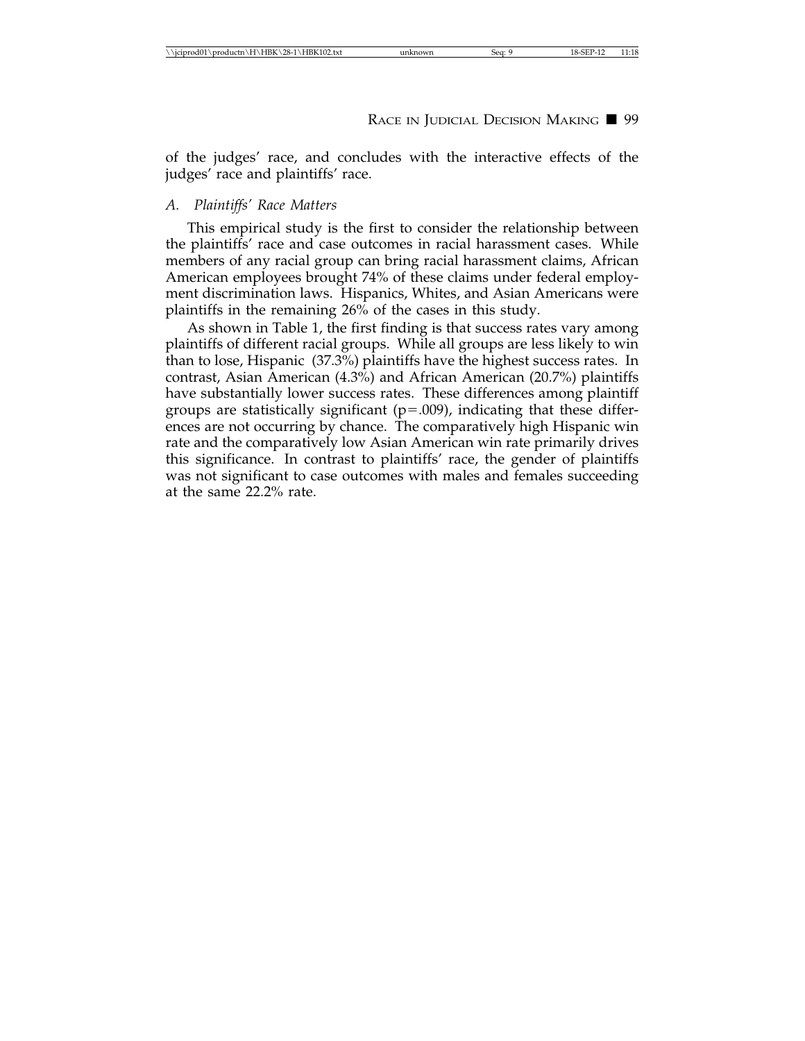of the judges' race, and concludes with the interactive effects of the judges' race and plaintiffs' race.

### *A. Plaintiffs' Race Matters*

This empirical study is the first to consider the relationship between the plaintiffs' race and case outcomes in racial harassment cases. While members of any racial group can bring racial harassment claims, African American employees brought 74% of these claims under federal employment discrimination laws. Hispanics, Whites, and Asian Americans were plaintiffs in the remaining 26% of the cases in this study.

As shown in Table 1, the first finding is that success rates vary among plaintiffs of different racial groups. While all groups are less likely to win than to lose, Hispanic (37.3%) plaintiffs have the highest success rates. In contrast, Asian American (4.3%) and African American (20.7%) plaintiffs have substantially lower success rates. These differences among plaintiff groups are statistically significant ($p = .009$), indicating that these differences are not occurring by chance. The comparatively high Hispanic win rate and the comparatively low Asian American win rate primarily drives this significance. In contrast to plaintiffs' race, the gender of plaintiffs was not significant to case outcomes with males and females succeeding at the same 22.2% rate.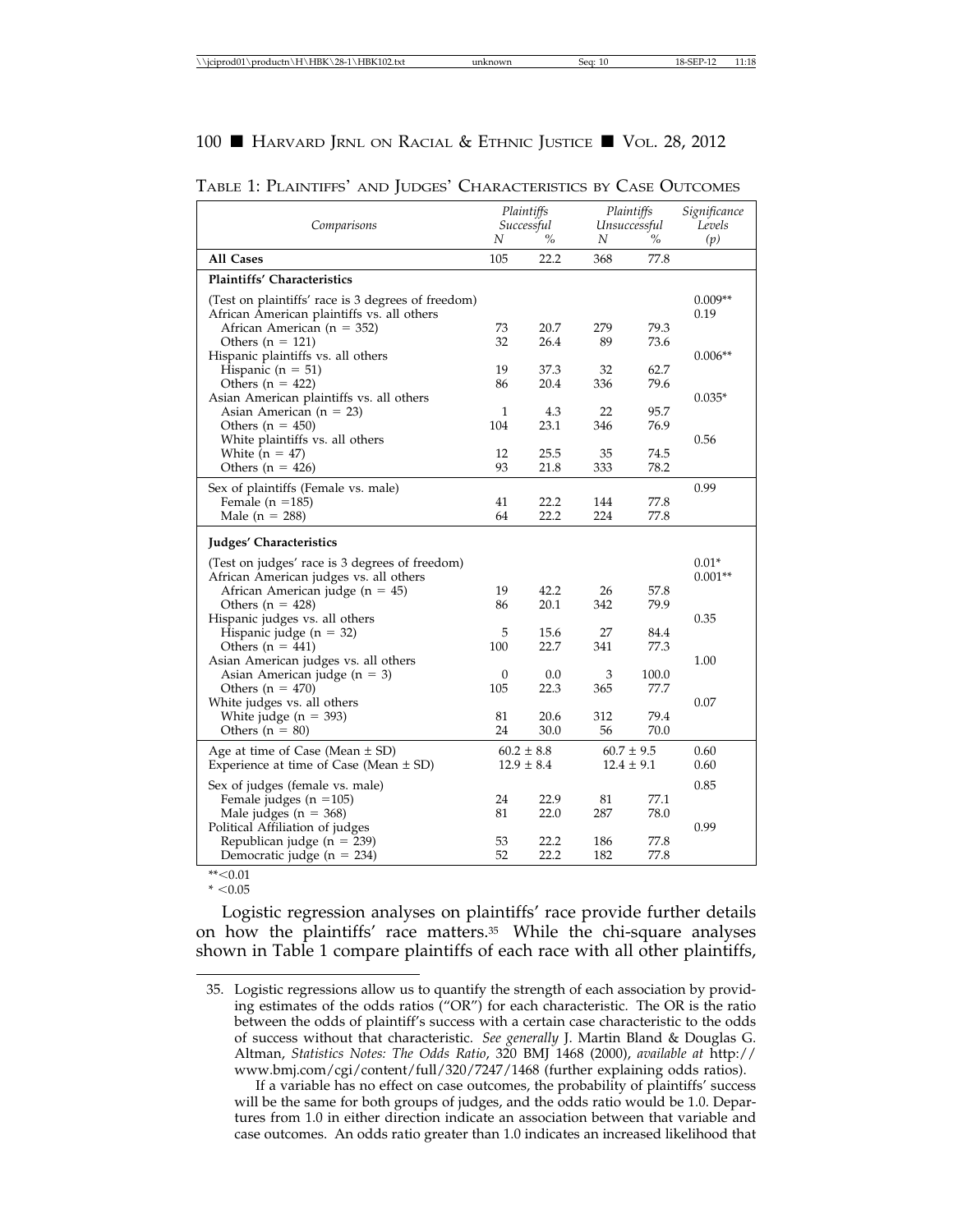TABLE 1: PLAINTIFFS' AND JUDGES' CHARACTERISTICS BY CASE OUTCOMES

| Comparisons | Plaintiffs Successful | | Plaintiffs Unsuccessful | | Significance Levels |
|---|---|---|---|---|---|
| | N | % | N | % | (p) |
| **All Cases** | 105 | 22.2 | 368 | 77.8 | |
| **Plaintiffs' Characteristics** | | | | | |
| (Test on plaintiffs' race is 3 degrees of freedom) | | | | | 0.009** |
| African American plaintiffs vs. all others | | | | | 0.19 |
| African American (n = 352) | 73 | 20.7 | 279 | 79.3 | |
| Others (n = 121) | 32 | 26.4 | 89 | 73.6 | |
| Hispanic plaintiffs vs. all others | | | | | 0.006** |
| Hispanic (n = 51) | 19 | 37.3 | 32 | 62.7 | |
| Others (n = 422) | 86 | 20.4 | 336 | 79.6 | |
| Asian American plaintiffs vs. all others | | | | | 0.035* |
| Asian American (n = 23) | 1 | 4.3 | 22 | 95.7 | |
| Others (n = 450) | 104 | 23.1 | 346 | 76.9 | |
| White plaintiffs vs. all others | | | | | 0.56 |
| White (n = 47) | 12 | 25.5 | 35 | 74.5 | |
| Others (n = 426) | 93 | 21.8 | 333 | 78.2 | |
| Sex of plaintiffs (Female vs. male) | | | | | 0.99 |
| Female (n =185) | 41 | 22.2 | 144 | 77.8 | |
| Male (n = 288) | 64 | 22.2 | 224 | 77.8 | |
| **Judges' Characteristics** | | | | | |
| (Test on judges' race is 3 degrees of freedom) | | | | | 0.01* |
| African American judges vs. all others | | | | | 0.001** |
| African American judge (n = 45) | 19 | 42.2 | 26 | 57.8 | |
| Others (n = 428) | 86 | 20.1 | 342 | 79.9 | |
| Hispanic judges vs. all others | | | | | 0.35 |
| Hispanic judge (n = 32) | 5 | 15.6 | 27 | 84.4 | |
| Others (n = 441) | 100 | 22.7 | 341 | 77.3 | |
| Asian American judges vs. all others | | | | | 1.00 |
| Asian American judge (n = 3) | 0 | 0.0 | 3 | 100.0 | |
| Others (n = 470) | 105 | 22.3 | 365 | 77.7 | |
| White judges vs. all others | | | | | 0.07 |
| White judge (n = 393) | 81 | 20.6 | 312 | 79.4 | |
| Others (n = 80) | 24 | 30.0 | 56 | 70.0 | |
| Age at time of Case (Mean ± SD) | 60.2 ± 8.8 | | 60.7 ± 9.5 | | 0.60 |
| Experience at time of Case (Mean ± SD) | 12.9 ± 8.4 | | 12.4 ± 9.1 | | 0.60 |
| Sex of judges (female vs. male) | | | | | 0.85 |
| Female judges (n =105) | 24 | 22.9 | 81 | 77.1 | |
| Male judges (n = 368) | 81 | 22.0 | 287 | 78.0 | |
| Political Affiliation of judges | | | | | 0.99 |
| Republican judge (n = 239) | 53 | 22.2 | 186 | 77.8 | |
| Democratic judge (n = 234) | 52 | 22.2 | 182 | 77.8 | |

**<0.01
* <0.05

Logistic regression analyses on plaintiffs' race provide further details on how the plaintiffs' race matters.[35] While the chi-square analyses shown in Table 1 compare plaintiffs of each race with all other plaintiffs,

35. Logistic regressions allow us to quantify the strength of each association by providing estimates of the odds ratios ("OR") for each characteristic. The OR is the ratio between the odds of plaintiff's success with a certain case characteristic to the odds of success without that characteristic. *See generally* J. Martin Bland & Douglas G. Altman, *Statistics Notes: The Odds Ratio*, 320 BMJ 1468 (2000), *available at* http://www.bmj.com/cgi/content/full/320/7247/1468 (further explaining odds ratios).

If a variable has no effect on case outcomes, the probability of plaintiffs' success will be the same for both groups of judges, and the odds ratio would be 1.0. Departures from 1.0 in either direction indicate an association between that variable and case outcomes. An odds ratio greater than 1.0 indicates an increased likelihood that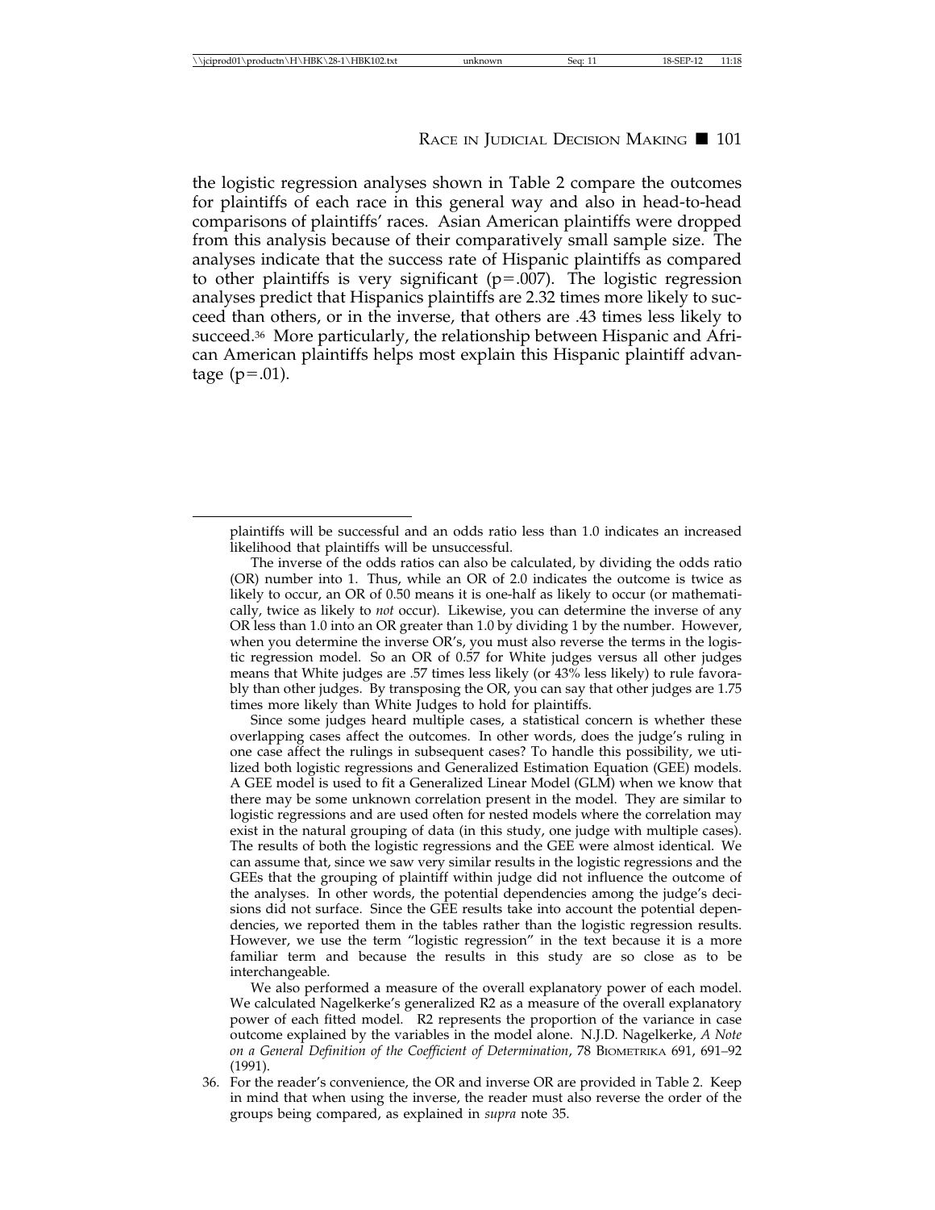the logistic regression analyses shown in Table 2 compare the outcomes for plaintiffs of each race in this general way and also in head-to-head comparisons of plaintiffs' races. Asian American plaintiffs were dropped from this analysis because of their comparatively small sample size. The analyses indicate that the success rate of Hispanic plaintiffs as compared to other plaintiffs is very significant ($p=.007$). The logistic regression analyses predict that Hispanics plaintiffs are 2.32 times more likely to succeed than others, or in the inverse, that others are .43 times less likely to succeed.[36] More particularly, the relationship between Hispanic and African American plaintiffs helps most explain this Hispanic plaintiff advantage ($p=.01$).

---

plaintiffs will be successful and an odds ratio less than 1.0 indicates an increased likelihood that plaintiffs will be unsuccessful.

The inverse of the odds ratios can also be calculated, by dividing the odds ratio (OR) number into 1. Thus, while an OR of 2.0 indicates the outcome is twice as likely to occur, an OR of 0.50 means it is one-half as likely to occur (or mathematically, twice as likely to *not* occur). Likewise, you can determine the inverse of any OR less than 1.0 into an OR greater than 1.0 by dividing 1 by the number. However, when you determine the inverse OR's, you must also reverse the terms in the logistic regression model. So an OR of 0.57 for White judges versus all other judges means that White judges are .57 times less likely (or 43% less likely) to rule favorably than other judges. By transposing the OR, you can say that other judges are 1.75 times more likely than White Judges to hold for plaintiffs.

Since some judges heard multiple cases, a statistical concern is whether these overlapping cases affect the outcomes. In other words, does the judge's ruling in one case affect the rulings in subsequent cases? To handle this possibility, we utilized both logistic regressions and Generalized Estimation Equation (GEE) models. A GEE model is used to fit a Generalized Linear Model (GLM) when we know that there may be some unknown correlation present in the model. They are similar to logistic regressions and are used often for nested models where the correlation may exist in the natural grouping of data (in this study, one judge with multiple cases). The results of both the logistic regressions and the GEE were almost identical. We can assume that, since we saw very similar results in the logistic regressions and the GEEs that the grouping of plaintiff within judge did not influence the outcome of the analyses. In other words, the potential dependencies among the judge's decisions did not surface. Since the GEE results take into account the potential dependencies, we reported them in the tables rather than the logistic regression results. However, we use the term "logistic regression" in the text because it is a more familiar term and because the results in this study are so close as to be interchangeable.

We also performed a measure of the overall explanatory power of each model. We calculated Nagelkerke's generalized R2 as a measure of the overall explanatory power of each fitted model. R2 represents the proportion of the variance in case outcome explained by the variables in the model alone. N.J.D. Nagelkerke, *A Note on a General Definition of the Coefficient of Determination*, 78 BIOMETRIKA 691, 691–92 (1991).

36. For the reader's convenience, the OR and inverse OR are provided in Table 2. Keep in mind that when using the inverse, the reader must also reverse the order of the groups being compared, as explained in *supra* note 35.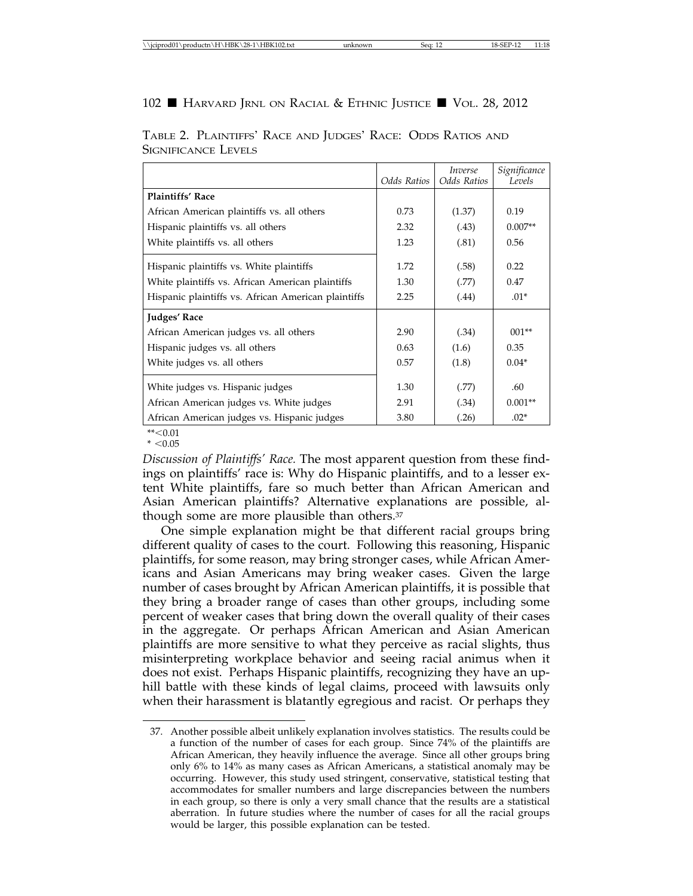TABLE 2. PLAINTIFFS' RACE AND JUDGES' RACE: ODDS RATIOS AND SIGNIFICANCE LEVELS

| | *Odds Ratios* | *Inverse Odds Ratios* | *Significance Levels* |
|---|---|---|---|
| **Plaintiffs' Race** | | | |
| African American plaintiffs vs. all others | 0.73 | (1.37) | 0.19 |
| Hispanic plaintiffs vs. all others | 2.32 | (.43) | 0.007** |
| White plaintiffs vs. all others | 1.23 | (.81) | 0.56 |
| Hispanic plaintiffs vs. White plaintiffs | 1.72 | (.58) | 0.22 |
| White plaintiffs vs. African American plaintiffs | 1.30 | (.77) | 0.47 |
| Hispanic plaintiffs vs. African American plaintiffs | 2.25 | (.44) | .01* |
| **Judges' Race** | | | |
| African American judges vs. all others | 2.90 | (.34) | 001** |
| Hispanic judges vs. all others | 0.63 | (1.6) | 0.35 |
| White judges vs. all others | 0.57 | (1.8) | 0.04* |
| White judges vs. Hispanic judges | 1.30 | (.77) | .60 |
| African American judges vs. White judges | 2.91 | (.34) | 0.001** |
| African American judges vs. Hispanic judges | 3.80 | (.26) | .02* |

**<0.01
* <0.05

*Discussion of Plaintiffs' Race.* The most apparent question from these findings on plaintiffs' race is: Why do Hispanic plaintiffs, and to a lesser extent White plaintiffs, fare so much better than African American and Asian American plaintiffs? Alternative explanations are possible, although some are more plausible than others.[37]

One simple explanation might be that different racial groups bring different quality of cases to the court. Following this reasoning, Hispanic plaintiffs, for some reason, may bring stronger cases, while African Americans and Asian Americans may bring weaker cases. Given the large number of cases brought by African American plaintiffs, it is possible that they bring a broader range of cases than other groups, including some percent of weaker cases that bring down the overall quality of their cases in the aggregate. Or perhaps African American and Asian American plaintiffs are more sensitive to what they perceive as racial slights, thus misinterpreting workplace behavior and seeing racial animus when it does not exist. Perhaps Hispanic plaintiffs, recognizing they have an uphill battle with these kinds of legal claims, proceed with lawsuits only when their harassment is blatantly egregious and racist. Or perhaps they

37. Another possible albeit unlikely explanation involves statistics. The results could be a function of the number of cases for each group. Since 74% of the plaintiffs are African American, they heavily influence the average. Since all other groups bring only 6% to 14% as many cases as African Americans, a statistical anomaly may be occurring. However, this study used stringent, conservative, statistical testing that accommodates for smaller numbers and large discrepancies between the numbers in each group, so there is only a very small chance that the results are a statistical aberration. In future studies where the number of cases for all the racial groups would be larger, this possible explanation can be tested.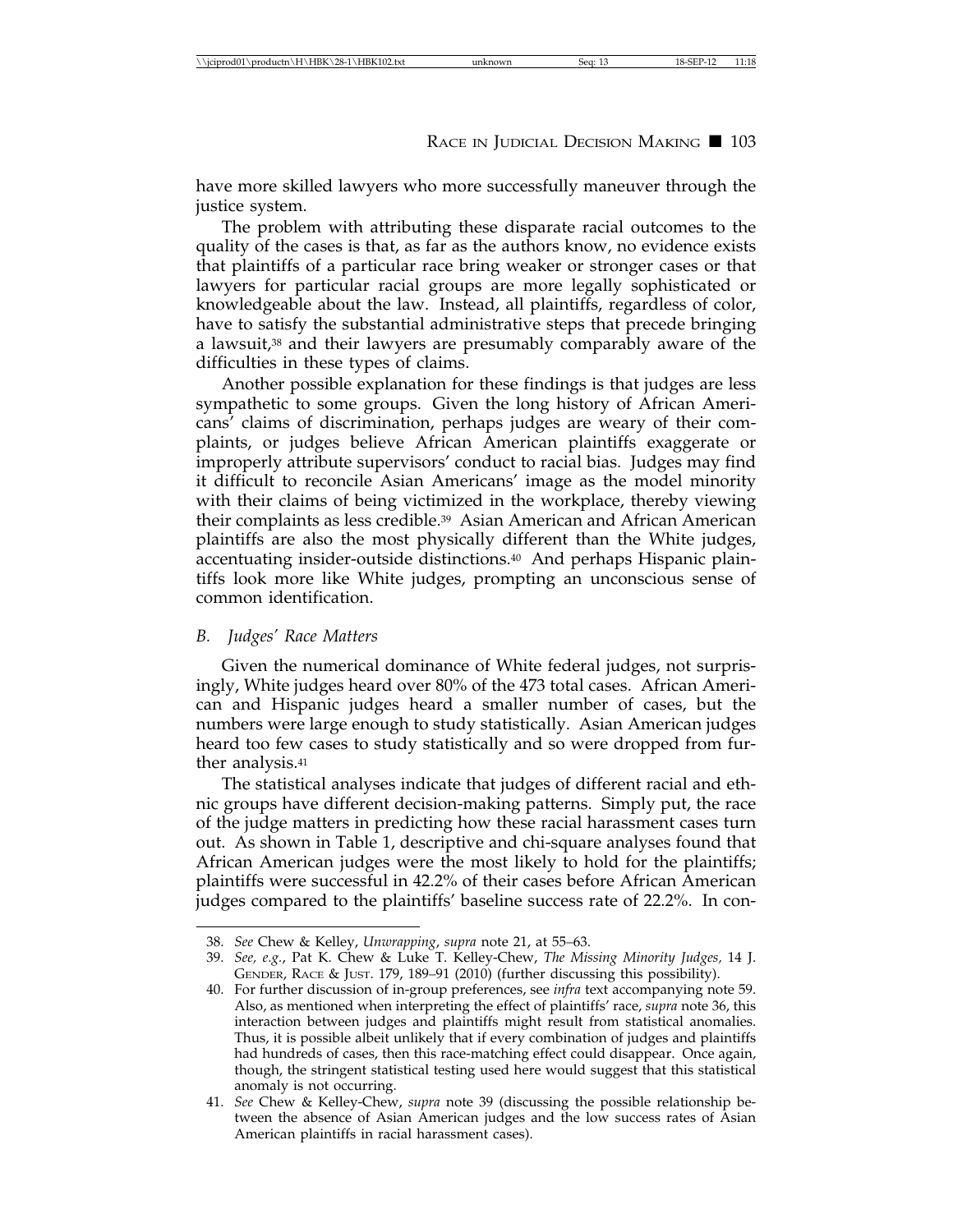have more skilled lawyers who more successfully maneuver through the justice system.

The problem with attributing these disparate racial outcomes to the quality of the cases is that, as far as the authors know, no evidence exists that plaintiffs of a particular race bring weaker or stronger cases or that lawyers for particular racial groups are more legally sophisticated or knowledgeable about the law. Instead, all plaintiffs, regardless of color, have to satisfy the substantial administrative steps that precede bringing a lawsuit,[38] and their lawyers are presumably comparably aware of the difficulties in these types of claims.

Another possible explanation for these findings is that judges are less sympathetic to some groups. Given the long history of African Americans' claims of discrimination, perhaps judges are weary of their complaints, or judges believe African American plaintiffs exaggerate or improperly attribute supervisors' conduct to racial bias. Judges may find it difficult to reconcile Asian Americans' image as the model minority with their claims of being victimized in the workplace, thereby viewing their complaints as less credible.[39] Asian American and African American plaintiffs are also the most physically different than the White judges, accentuating insider-outside distinctions.[40] And perhaps Hispanic plaintiffs look more like White judges, prompting an unconscious sense of common identification.

### B. *Judges' Race Matters*

Given the numerical dominance of White federal judges, not surprisingly, White judges heard over 80% of the 473 total cases. African American and Hispanic judges heard a smaller number of cases, but the numbers were large enough to study statistically. Asian American judges heard too few cases to study statistically and so were dropped from further analysis.[41]

The statistical analyses indicate that judges of different racial and ethnic groups have different decision-making patterns. Simply put, the race of the judge matters in predicting how these racial harassment cases turn out. As shown in Table 1, descriptive and chi-square analyses found that African American judges were the most likely to hold for the plaintiffs; plaintiffs were successful in 42.2% of their cases before African American judges compared to the plaintiffs' baseline success rate of 22.2%. In con-

---

38. *See* Chew & Kelley, *Unwrapping*, *supra* note 21, at 55–63.

39. *See, e.g.*, Pat K. Chew & Luke T. Kelley-Chew, *The Missing Minority Judges,* 14 J. GENDER, RACE & JUST. 179, 189–91 (2010) (further discussing this possibility).

40. For further discussion of in-group preferences, see *infra* text accompanying note 59. Also, as mentioned when interpreting the effect of plaintiffs' race, *supra* note 36, this interaction between judges and plaintiffs might result from statistical anomalies. Thus, it is possible albeit unlikely that if every combination of judges and plaintiffs had hundreds of cases, then this race-matching effect could disappear. Once again, though, the stringent statistical testing used here would suggest that this statistical anomaly is not occurring.

41. *See* Chew & Kelley-Chew, *supra* note 39 (discussing the possible relationship between the absence of Asian American judges and the low success rates of Asian American plaintiffs in racial harassment cases).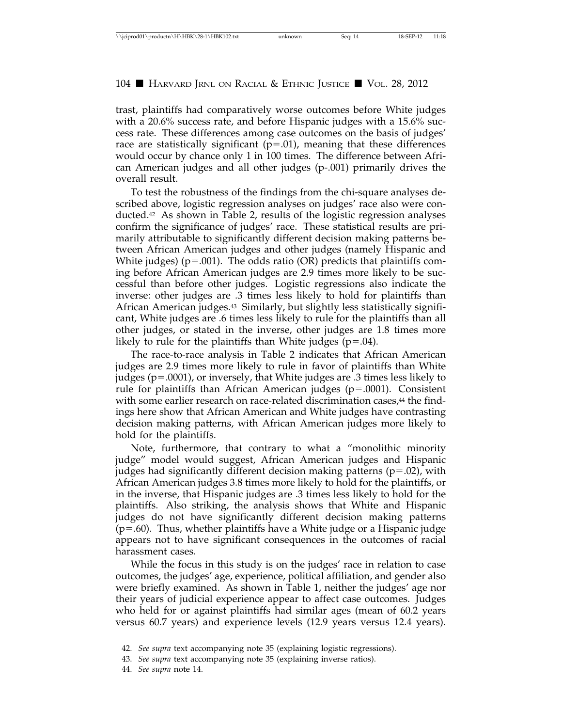trast, plaintiffs had comparatively worse outcomes before White judges with a 20.6% success rate, and before Hispanic judges with a 15.6% success rate. These differences among case outcomes on the basis of judges' race are statistically significant (p=.01), meaning that these differences would occur by chance only 1 in 100 times. The difference between African American judges and all other judges (p-.001) primarily drives the overall result.

To test the robustness of the findings from the chi-square analyses described above, logistic regression analyses on judges' race also were conducted.[42] As shown in Table 2, results of the logistic regression analyses confirm the significance of judges' race. These statistical results are primarily attributable to significantly different decision making patterns between African American judges and other judges (namely Hispanic and White judges) (p=.001). The odds ratio (OR) predicts that plaintiffs coming before African American judges are 2.9 times more likely to be successful than before other judges. Logistic regressions also indicate the inverse: other judges are .3 times less likely to hold for plaintiffs than African American judges.[43] Similarly, but slightly less statistically significant, White judges are .6 times less likely to rule for the plaintiffs than all other judges, or stated in the inverse, other judges are 1.8 times more likely to rule for the plaintiffs than White judges (p=.04).

The race-to-race analysis in Table 2 indicates that African American judges are 2.9 times more likely to rule in favor of plaintiffs than White judges (p=.0001), or inversely, that White judges are .3 times less likely to rule for plaintiffs than African American judges (p=.0001). Consistent with some earlier research on race-related discrimination cases,[44] the findings here show that African American and White judges have contrasting decision making patterns, with African American judges more likely to hold for the plaintiffs.

Note, furthermore, that contrary to what a "monolithic minority judge" model would suggest, African American judges and Hispanic judges had significantly different decision making patterns (p=.02), with African American judges 3.8 times more likely to hold for the plaintiffs, or in the inverse, that Hispanic judges are .3 times less likely to hold for the plaintiffs. Also striking, the analysis shows that White and Hispanic judges do not have significantly different decision making patterns (p=.60). Thus, whether plaintiffs have a White judge or a Hispanic judge appears not to have significant consequences in the outcomes of racial harassment cases.

While the focus in this study is on the judges' race in relation to case outcomes, the judges' age, experience, political affiliation, and gender also were briefly examined. As shown in Table 1, neither the judges' age nor their years of judicial experience appear to affect case outcomes. Judges who held for or against plaintiffs had similar ages (mean of 60.2 years versus 60.7 years) and experience levels (12.9 years versus 12.4 years).

---

42. *See supra* text accompanying note 35 (explaining logistic regressions).

43. *See supra* text accompanying note 35 (explaining inverse ratios).

44. *See supra* note 14.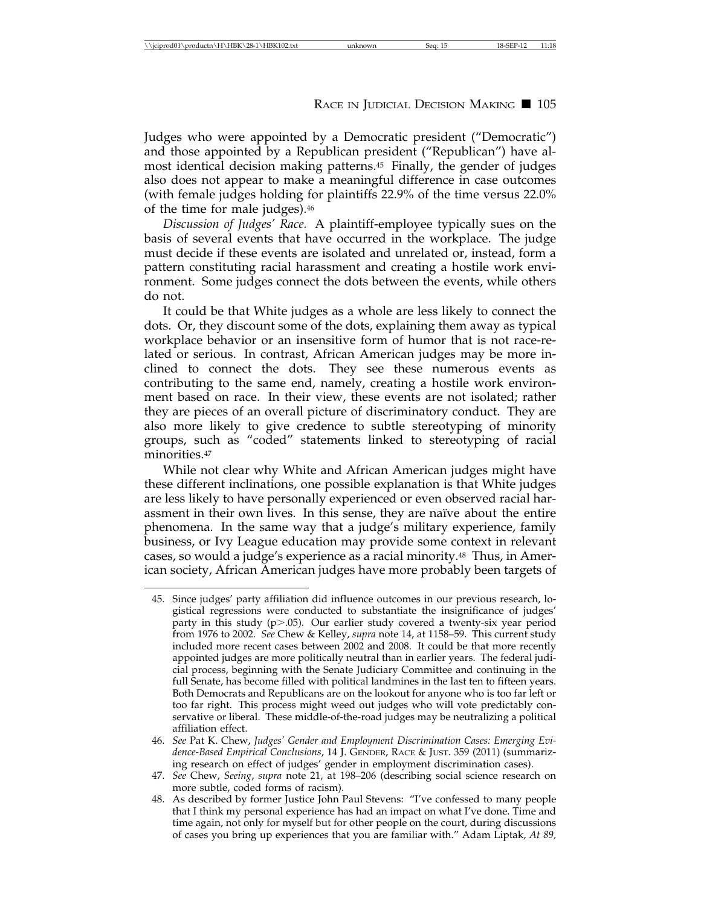Judges who were appointed by a Democratic president ("Democratic") and those appointed by a Republican president ("Republican") have almost identical decision making patterns.[45] Finally, the gender of judges also does not appear to make a meaningful difference in case outcomes (with female judges holding for plaintiffs 22.9% of the time versus 22.0% of the time for male judges).[46]

*Discussion of Judges' Race.* A plaintiff-employee typically sues on the basis of several events that have occurred in the workplace. The judge must decide if these events are isolated and unrelated or, instead, form a pattern constituting racial harassment and creating a hostile work environment. Some judges connect the dots between the events, while others do not.

It could be that White judges as a whole are less likely to connect the dots. Or, they discount some of the dots, explaining them away as typical workplace behavior or an insensitive form of humor that is not race-related or serious. In contrast, African American judges may be more inclined to connect the dots. They see these numerous events as contributing to the same end, namely, creating a hostile work environment based on race. In their view, these events are not isolated; rather they are pieces of an overall picture of discriminatory conduct. They are also more likely to give credence to subtle stereotyping of minority groups, such as "coded" statements linked to stereotyping of racial minorities.[47]

While not clear why White and African American judges might have these different inclinations, one possible explanation is that White judges are less likely to have personally experienced or even observed racial harassment in their own lives. In this sense, they are naïve about the entire phenomena. In the same way that a judge's military experience, family business, or Ivy League education may provide some context in relevant cases, so would a judge's experience as a racial minority.[48] Thus, in American society, African American judges have more probably been targets of

---

45. Since judges' party affiliation did influence outcomes in our previous research, logistical regressions were conducted to substantiate the insignificance of judges' party in this study ($p > .05$). Our earlier study covered a twenty-six year period from 1976 to 2002. *See* Chew & Kelley, *supra* note 14, at 1158–59. This current study included more recent cases between 2002 and 2008. It could be that more recently appointed judges are more politically neutral than in earlier years. The federal judicial process, beginning with the Senate Judiciary Committee and continuing in the full Senate, has become filled with political landmines in the last ten to fifteen years. Both Democrats and Republicans are on the lookout for anyone who is too far left or too far right. This process might weed out judges who will vote predictably conservative or liberal. These middle-of-the-road judges may be neutralizing a political affiliation effect.

46. *See* Pat K. Chew, *Judges' Gender and Employment Discrimination Cases: Emerging Evidence-Based Empirical Conclusions*, 14 J. GENDER, RACE & JUST. 359 (2011) (summarizing research on effect of judges' gender in employment discrimination cases).

47. *See* Chew, *Seeing*, *supra* note 21, at 198–206 (describing social science research on more subtle, coded forms of racism).

48. As described by former Justice John Paul Stevens: "I've confessed to many people that I think my personal experience has had an impact on what I've done. Time and time again, not only for myself but for other people on the court, during discussions of cases you bring up experiences that you are familiar with." Adam Liptak, *At 89,*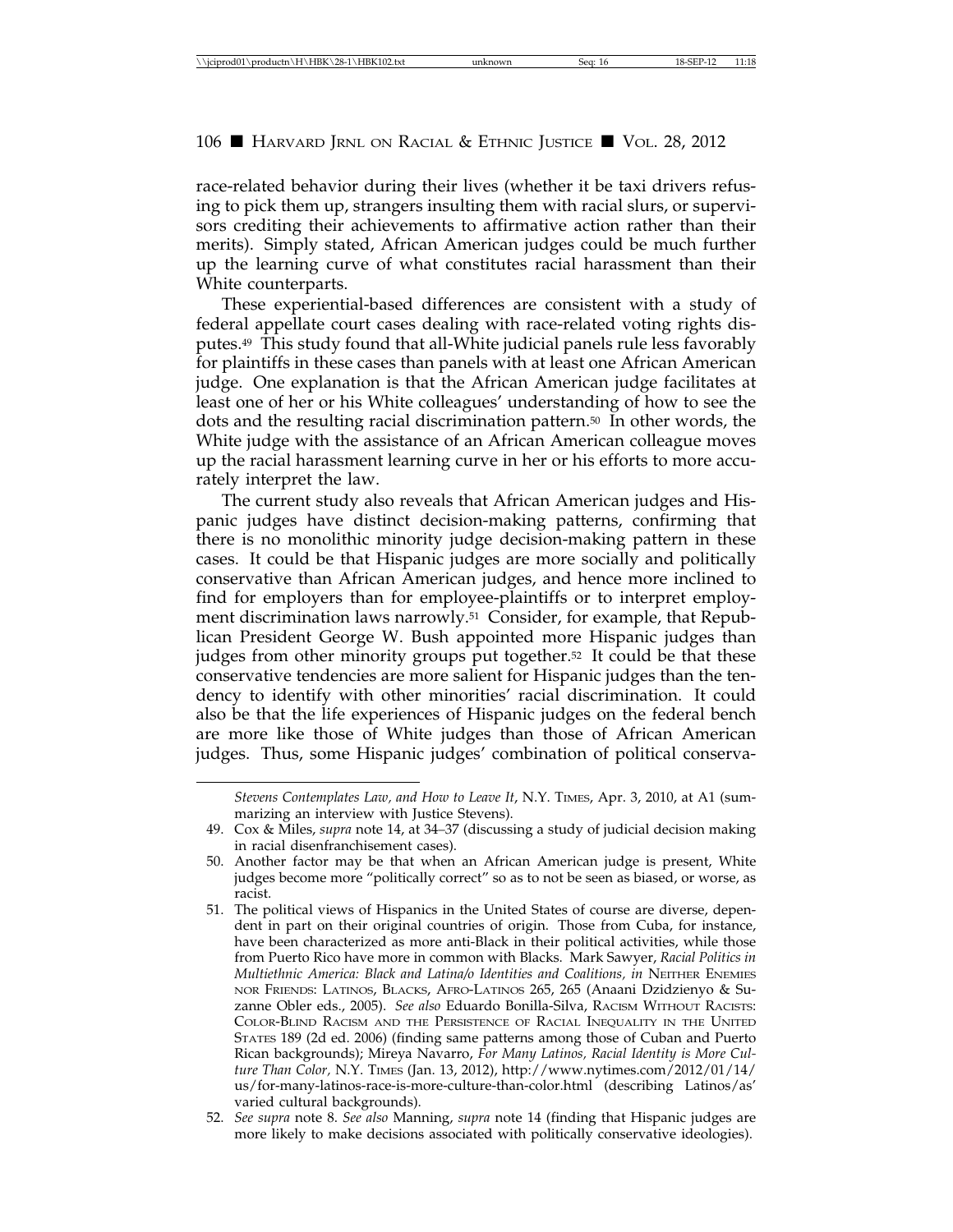race-related behavior during their lives (whether it be taxi drivers refusing to pick them up, strangers insulting them with racial slurs, or supervisors crediting their achievements to affirmative action rather than their merits). Simply stated, African American judges could be much further up the learning curve of what constitutes racial harassment than their White counterparts.

These experiential-based differences are consistent with a study of federal appellate court cases dealing with race-related voting rights disputes.[49] This study found that all-White judicial panels rule less favorably for plaintiffs in these cases than panels with at least one African American judge. One explanation is that the African American judge facilitates at least one of her or his White colleagues' understanding of how to see the dots and the resulting racial discrimination pattern.[50] In other words, the White judge with the assistance of an African American colleague moves up the racial harassment learning curve in her or his efforts to more accurately interpret the law.

The current study also reveals that African American judges and Hispanic judges have distinct decision-making patterns, confirming that there is no monolithic minority judge decision-making pattern in these cases. It could be that Hispanic judges are more socially and politically conservative than African American judges, and hence more inclined to find for employers than for employee-plaintiffs or to interpret employment discrimination laws narrowly.[51] Consider, for example, that Republican President George W. Bush appointed more Hispanic judges than judges from other minority groups put together.[52] It could be that these conservative tendencies are more salient for Hispanic judges than the tendency to identify with other minorities' racial discrimination. It could also be that the life experiences of Hispanic judges on the federal bench are more like those of White judges than those of African American judges. Thus, some Hispanic judges' combination of political conserva-

---

*Stevens Contemplates Law, and How to Leave It*, N.Y. TIMES, Apr. 3, 2010, at A1 (summarizing an interview with Justice Stevens).

49. Cox & Miles, *supra* note 14, at 34–37 (discussing a study of judicial decision making in racial disenfranchisement cases).

50. Another factor may be that when an African American judge is present, White judges become more "politically correct" so as to not be seen as biased, or worse, as racist.

51. The political views of Hispanics in the United States of course are diverse, dependent in part on their original countries of origin. Those from Cuba, for instance, have been characterized as more anti-Black in their political activities, while those from Puerto Rico have more in common with Blacks. Mark Sawyer, *Racial Politics in Multiethnic America: Black and Latina/o Identities and Coalitions*, *in* NEITHER ENEMIES NOR FRIENDS: LATINOS, BLACKS, AFRO-LATINOS 265, 265 (Anaani Dzidzienyo & Suzanne Obler eds., 2005). *See also* Eduardo Bonilla-Silva, RACISM WITHOUT RACISTS: COLOR-BLIND RACISM AND THE PERSISTENCE OF RACIAL INEQUALITY IN THE UNITED STATES 189 (2d ed. 2006) (finding same patterns among those of Cuban and Puerto Rican backgrounds); Mireya Navarro, *For Many Latinos, Racial Identity is More Culture Than Color*, N.Y. TIMES (Jan. 13, 2012), http://www.nytimes.com/2012/01/14/us/for-many-latinos-race-is-more-culture-than-color.html (describing Latinos/as' varied cultural backgrounds).

52. *See supra* note 8. *See also* Manning, *supra* note 14 (finding that Hispanic judges are more likely to make decisions associated with politically conservative ideologies).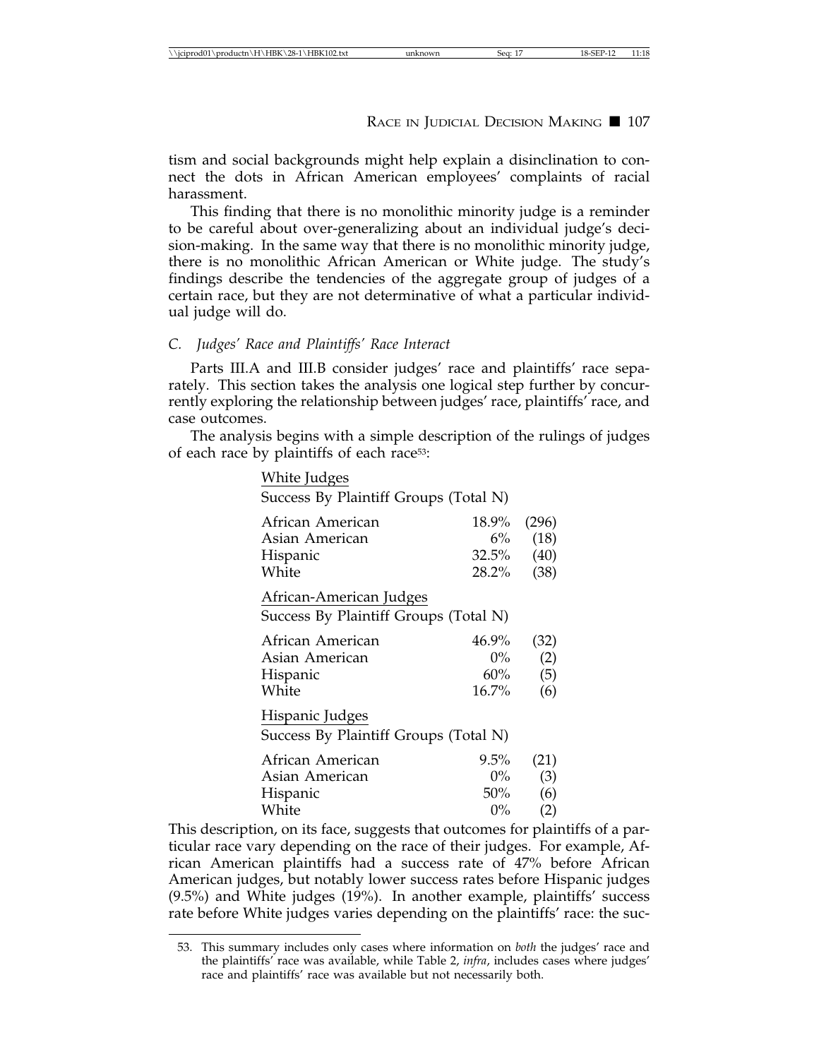tism and social backgrounds might help explain a disinclination to connect the dots in African American employees' complaints of racial harassment.

This finding that there is no monolithic minority judge is a reminder to be careful about over-generalizing about an individual judge's decision-making. In the same way that there is no monolithic minority judge, there is no monolithic African American or White judge. The study's findings describe the tendencies of the aggregate group of judges of a certain race, but they are not determinative of what a particular individual judge will do.

### *C. Judges' Race and Plaintiffs' Race Interact*

Parts III.A and III.B consider judges' race and plaintiffs' race separately. This section takes the analysis one logical step further by concurrently exploring the relationship between judges' race, plaintiffs' race, and case outcomes.

The analysis begins with a simple description of the rulings of judges of each race by plaintiffs of each race[53]:

White Judges

| Success By Plaintiff Groups (Total N) | | |
|---|---|---|
| African American | 18.9% | (296) |
| Asian American | 6% | (18) |
| Hispanic | 32.5% | (40) |
| White | 28.2% | (38) |

African-American Judges

| Success By Plaintiff Groups (Total N) | | |
|---|---|---|
| African American | 46.9% | (32) |
| Asian American | 0% | (2) |
| Hispanic | 60% | (5) |
| White | 16.7% | (6) |

Hispanic Judges

| Success By Plaintiff Groups (Total N) | | |
|---|---|---|
| African American | 9.5% | (21) |
| Asian American | 0% | (3) |
| Hispanic | 50% | (6) |
| White | 0% | (2) |

This description, on its face, suggests that outcomes for plaintiffs of a particular race vary depending on the race of their judges. For example, African American plaintiffs had a success rate of 47% before African American judges, but notably lower success rates before Hispanic judges (9.5%) and White judges (19%). In another example, plaintiffs' success rate before White judges varies depending on the plaintiffs' race: the suc-

53. This summary includes only cases where information on *both* the judges' race and the plaintiffs' race was available, while Table 2, *infra*, includes cases where judges' race and plaintiffs' race was available but not necessarily both.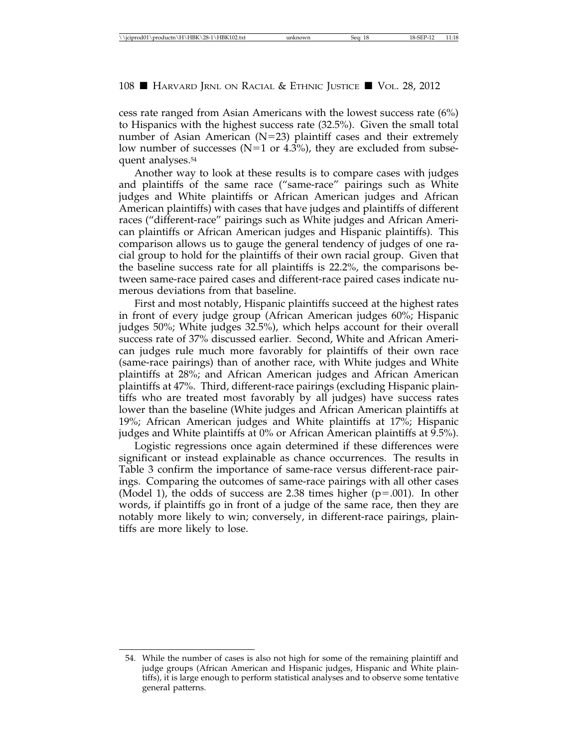cess rate ranged from Asian Americans with the lowest success rate (6%) to Hispanics with the highest success rate (32.5%). Given the small total number of Asian American (N=23) plaintiff cases and their extremely low number of successes (N=1 or 4.3%), they are excluded from subsequent analyses.[54]

Another way to look at these results is to compare cases with judges and plaintiffs of the same race ("same-race" pairings such as White judges and White plaintiffs or African American judges and African American plaintiffs) with cases that have judges and plaintiffs of different races ("different-race" pairings such as White judges and African American plaintiffs or African American judges and Hispanic plaintiffs). This comparison allows us to gauge the general tendency of judges of one racial group to hold for the plaintiffs of their own racial group. Given that the baseline success rate for all plaintiffs is 22.2%, the comparisons between same-race paired cases and different-race paired cases indicate numerous deviations from that baseline.

First and most notably, Hispanic plaintiffs succeed at the highest rates in front of every judge group (African American judges 60%; Hispanic judges 50%; White judges 32.5%), which helps account for their overall success rate of 37% discussed earlier. Second, White and African American judges rule much more favorably for plaintiffs of their own race (same-race pairings) than of another race, with White judges and White plaintiffs at 28%; and African American judges and African American plaintiffs at 47%. Third, different-race pairings (excluding Hispanic plaintiffs who are treated most favorably by all judges) have success rates lower than the baseline (White judges and African American plaintiffs at 19%; African American judges and White plaintiffs at 17%; Hispanic judges and White plaintiffs at 0% or African American plaintiffs at 9.5%).

Logistic regressions once again determined if these differences were significant or instead explainable as chance occurrences. The results in Table 3 confirm the importance of same-race versus different-race pairings. Comparing the outcomes of same-race pairings with all other cases (Model 1), the odds of success are 2.38 times higher ($p=.001$). In other words, if plaintiffs go in front of a judge of the same race, then they are notably more likely to win; conversely, in different-race pairings, plaintiffs are more likely to lose.

---

54. While the number of cases is also not high for some of the remaining plaintiff and judge groups (African American and Hispanic judges, Hispanic and White plaintiffs), it is large enough to perform statistical analyses and to observe some tentative general patterns.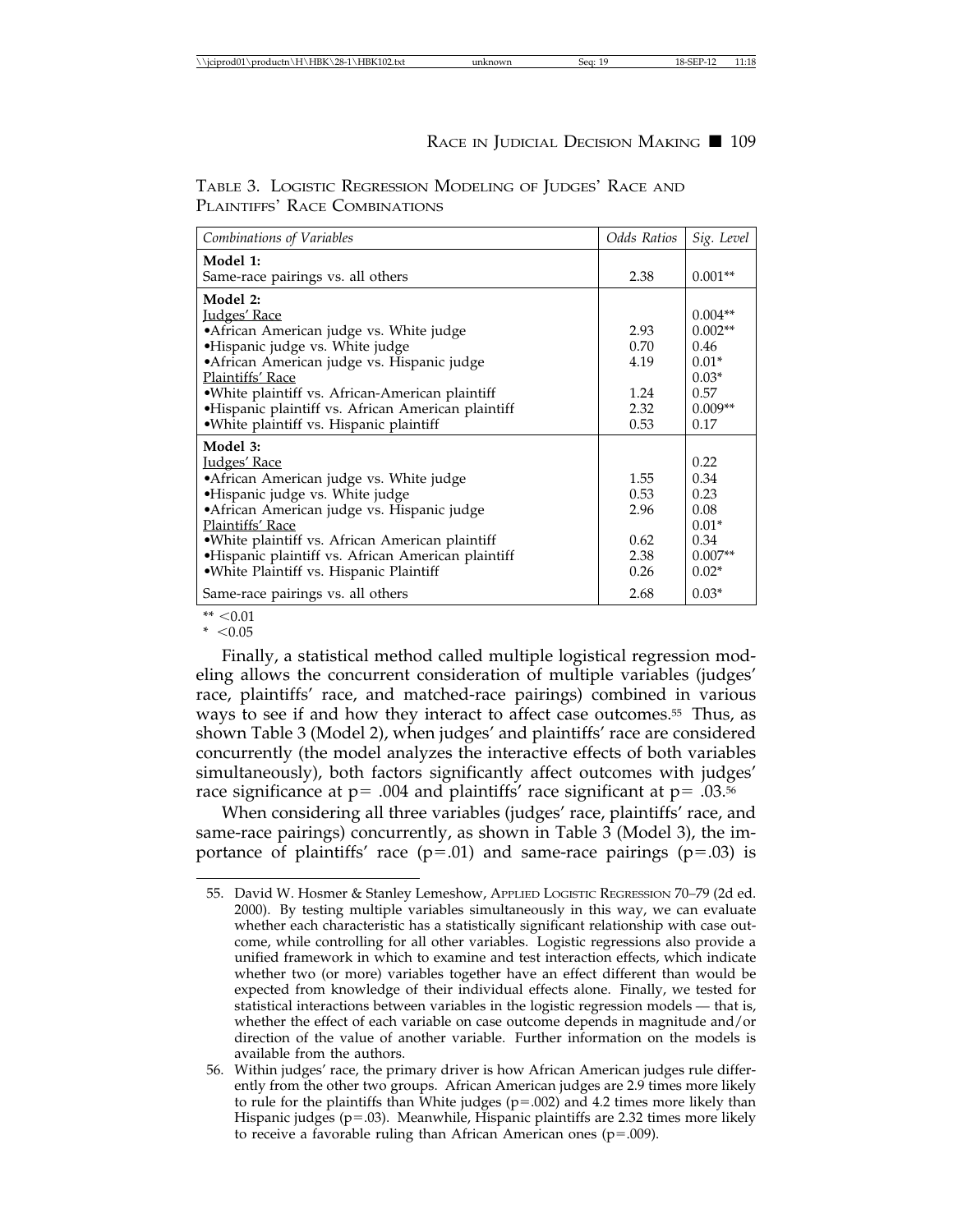TABLE 3. LOGISTIC REGRESSION MODELING OF JUDGES' RACE AND PLAINTIFFS' RACE COMBINATIONS

| *Combinations of Variables* | *Odds Ratios* | *Sig. Level* |
|---|---|---|
| **Model 1:** | | |
| Same-race pairings vs. all others | 2.38 | 0.001** |
| **Model 2:** | | |
| Judges' Race | | 0.004** |
| •African American judge vs. White judge | 2.93 | 0.002** |
| •Hispanic judge vs. White judge | 0.70 | 0.46 |
| •African American judge vs. Hispanic judge | 4.19 | 0.01* |
| Plaintiffs' Race | | 0.03* |
| •White plaintiff vs. African-American plaintiff | 1.24 | 0.57 |
| •Hispanic plaintiff vs. African American plaintiff | 2.32 | 0.009** |
| •White plaintiff vs. Hispanic plaintiff | 0.53 | 0.17 |
| **Model 3:** | | |
| Judges' Race | | 0.22 |
| •African American judge vs. White judge | 1.55 | 0.34 |
| •Hispanic judge vs. White judge | 0.53 | 0.23 |
| •African American judge vs. Hispanic judge | 2.96 | 0.08 |
| Plaintiffs' Race | | 0.01* |
| •White plaintiff vs. African American plaintiff | 0.62 | 0.34 |
| •Hispanic plaintiff vs. African American plaintiff | 2.38 | 0.007** |
| •White Plaintiff vs. Hispanic Plaintiff | 0.26 | 0.02* |
| Same-race pairings vs. all others | 2.68 | 0.03* |

** <0.01
* <0.05

Finally, a statistical method called multiple logistical regression modeling allows the concurrent consideration of multiple variables (judges' race, plaintiffs' race, and matched-race pairings) combined in various ways to see if and how they interact to affect case outcomes.[55] Thus, as shown Table 3 (Model 2), when judges' and plaintiffs' race are considered concurrently (the model analyzes the interactive effects of both variables simultaneously), both factors significantly affect outcomes with judges' race significance at $p = .004$ and plaintiffs' race significant at $p = .03$.[56]

When considering all three variables (judges' race, plaintiffs' race, and same-race pairings) concurrently, as shown in Table 3 (Model 3), the importance of plaintiffs' race ($p = .01$) and same-race pairings ($p = .03$) is

55. David W. Hosmer & Stanley Lemeshow, APPLIED LOGISTIC REGRESSION 70–79 (2d ed. 2000). By testing multiple variables simultaneously in this way, we can evaluate whether each characteristic has a statistically significant relationship with case outcome, while controlling for all other variables. Logistic regressions also provide a unified framework in which to examine and test interaction effects, which indicate whether two (or more) variables together have an effect different than would be expected from knowledge of their individual effects alone. Finally, we tested for statistical interactions between variables in the logistic regression models — that is, whether the effect of each variable on case outcome depends in magnitude and/or direction of the value of another variable. Further information on the models is available from the authors.

56. Within judges' race, the primary driver is how African American judges rule differently from the other two groups. African American judges are 2.9 times more likely to rule for the plaintiffs than White judges ($p = .002$) and 4.2 times more likely than Hispanic judges ($p = .03$). Meanwhile, Hispanic plaintiffs are 2.32 times more likely to receive a favorable ruling than African American ones ($p = .009$).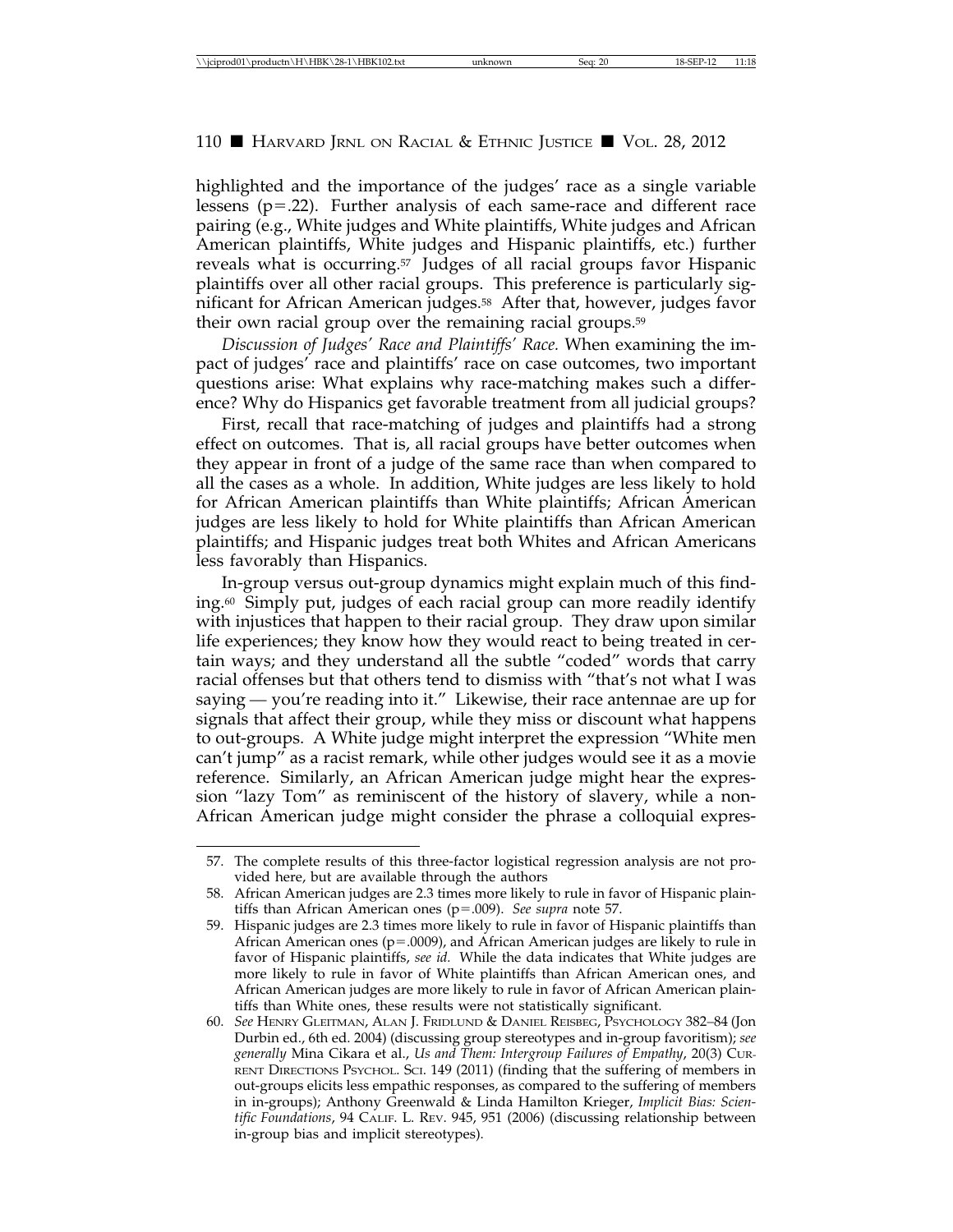highlighted and the importance of the judges' race as a single variable lessens ($p = .22$). Further analysis of each same-race and different race pairing (e.g., White judges and White plaintiffs, White judges and African American plaintiffs, White judges and Hispanic plaintiffs, etc.) further reveals what is occurring.[57] Judges of all racial groups favor Hispanic plaintiffs over all other racial groups. This preference is particularly significant for African American judges.[58] After that, however, judges favor their own racial group over the remaining racial groups.[59]

*Discussion of Judges' Race and Plaintiffs' Race.* When examining the impact of judges' race and plaintiffs' race on case outcomes, two important questions arise: What explains why race-matching makes such a difference? Why do Hispanics get favorable treatment from all judicial groups?

First, recall that race-matching of judges and plaintiffs had a strong effect on outcomes. That is, all racial groups have better outcomes when they appear in front of a judge of the same race than when compared to all the cases as a whole. In addition, White judges are less likely to hold for African American plaintiffs than White plaintiffs; African American judges are less likely to hold for White plaintiffs than African American plaintiffs; and Hispanic judges treat both Whites and African Americans less favorably than Hispanics.

In-group versus out-group dynamics might explain much of this finding.[60] Simply put, judges of each racial group can more readily identify with injustices that happen to their racial group. They draw upon similar life experiences; they know how they would react to being treated in certain ways; and they understand all the subtle "coded" words that carry racial offenses but that others tend to dismiss with "that's not what I was saying — you're reading into it." Likewise, their race antennae are up for signals that affect their group, while they miss or discount what happens to out-groups. A White judge might interpret the expression "White men can't jump" as a racist remark, while other judges would see it as a movie reference. Similarly, an African American judge might hear the expression "lazy Tom" as reminiscent of the history of slavery, while a non-African American judge might consider the phrase a colloquial expres-

---

57. The complete results of this three-factor logistical regression analysis are not provided here, but are available through the authors

58. African American judges are 2.3 times more likely to rule in favor of Hispanic plaintiffs than African American ones ($p = .009$). *See supra* note 57.

59. Hispanic judges are 2.3 times more likely to rule in favor of Hispanic plaintiffs than African American ones ($p = .0009$), and African American judges are likely to rule in favor of Hispanic plaintiffs, *see id.* While the data indicates that White judges are more likely to rule in favor of White plaintiffs than African American ones, and African American judges are more likely to rule in favor of African American plaintiffs than White ones, these results were not statistically significant.

60. *See* Henry Gleitman, Alan J. Fridlund & Daniel Reisberg, Psychology 382–84 (Jon Durbin ed., 6th ed. 2004) (discussing group stereotypes and in-group favoritism); *see generally* Mina Cikara et al., *Us and Them: Intergroup Failures of Empathy*, 20(3) Current Directions Psychol. Sci. 149 (2011) (finding that the suffering of members in out-groups elicits less empathic responses, as compared to the suffering of members in in-groups); Anthony Greenwald & Linda Hamilton Krieger, *Implicit Bias: Scientific Foundations*, 94 Calif. L. Rev. 945, 951 (2006) (discussing relationship between in-group bias and implicit stereotypes).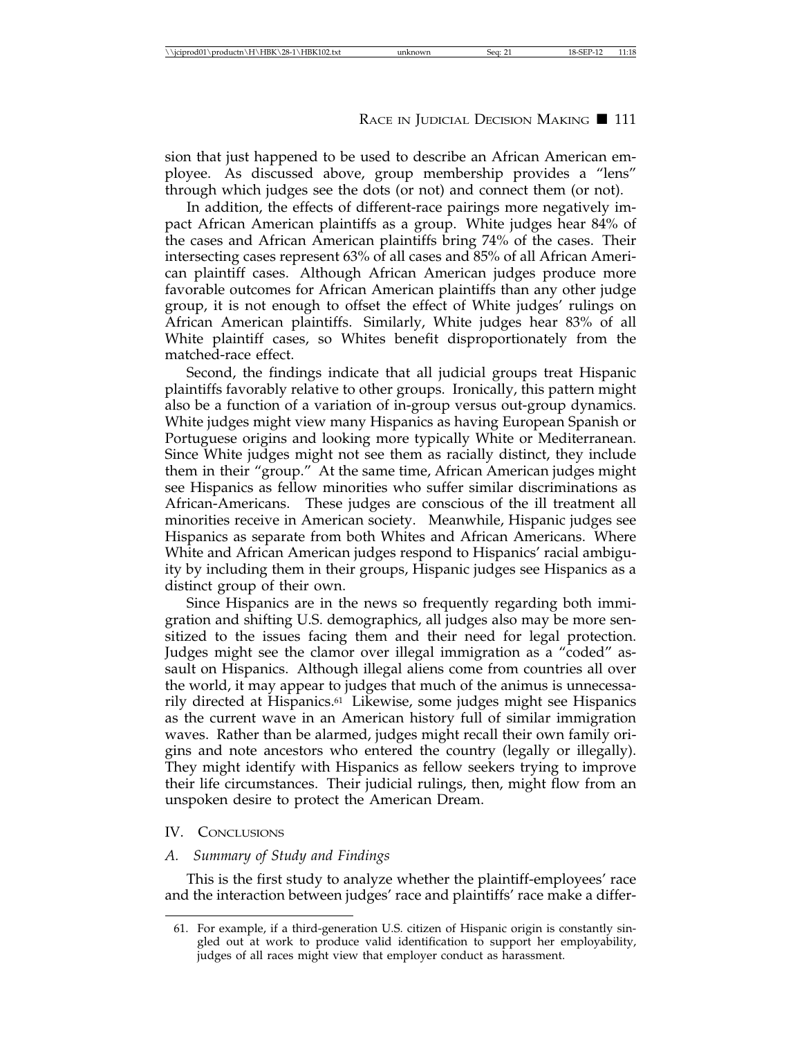sion that just happened to be used to describe an African American employee. As discussed above, group membership provides a "lens" through which judges see the dots (or not) and connect them (or not).

In addition, the effects of different-race pairings more negatively impact African American plaintiffs as a group. White judges hear 84% of the cases and African American plaintiffs bring 74% of the cases. Their intersecting cases represent 63% of all cases and 85% of all African American plaintiff cases. Although African American judges produce more favorable outcomes for African American plaintiffs than any other judge group, it is not enough to offset the effect of White judges' rulings on African American plaintiffs. Similarly, White judges hear 83% of all White plaintiff cases, so Whites benefit disproportionately from the matched-race effect.

Second, the findings indicate that all judicial groups treat Hispanic plaintiffs favorably relative to other groups. Ironically, this pattern might also be a function of a variation of in-group versus out-group dynamics. White judges might view many Hispanics as having European Spanish or Portuguese origins and looking more typically White or Mediterranean. Since White judges might not see them as racially distinct, they include them in their "group." At the same time, African American judges might see Hispanics as fellow minorities who suffer similar discriminations as African-Americans. These judges are conscious of the ill treatment all minorities receive in American society. Meanwhile, Hispanic judges see Hispanics as separate from both Whites and African Americans. Where White and African American judges respond to Hispanics' racial ambiguity by including them in their groups, Hispanic judges see Hispanics as a distinct group of their own.

Since Hispanics are in the news so frequently regarding both immigration and shifting U.S. demographics, all judges also may be more sensitized to the issues facing them and their need for legal protection. Judges might see the clamor over illegal immigration as a "coded" assault on Hispanics. Although illegal aliens come from countries all over the world, it may appear to judges that much of the animus is unnecessarily directed at Hispanics.[61] Likewise, some judges might see Hispanics as the current wave in an American history full of similar immigration waves. Rather than be alarmed, judges might recall their own family origins and note ancestors who entered the country (legally or illegally). They might identify with Hispanics as fellow seekers trying to improve their life circumstances. Their judicial rulings, then, might flow from an unspoken desire to protect the American Dream.

## IV. Conclusions

### *A. Summary of Study and Findings*

This is the first study to analyze whether the plaintiff-employees' race and the interaction between judges' race and plaintiffs' race make a differ-

61. For example, if a third-generation U.S. citizen of Hispanic origin is constantly singled out at work to produce valid identification to support her employability, judges of all races might view that employer conduct as harassment.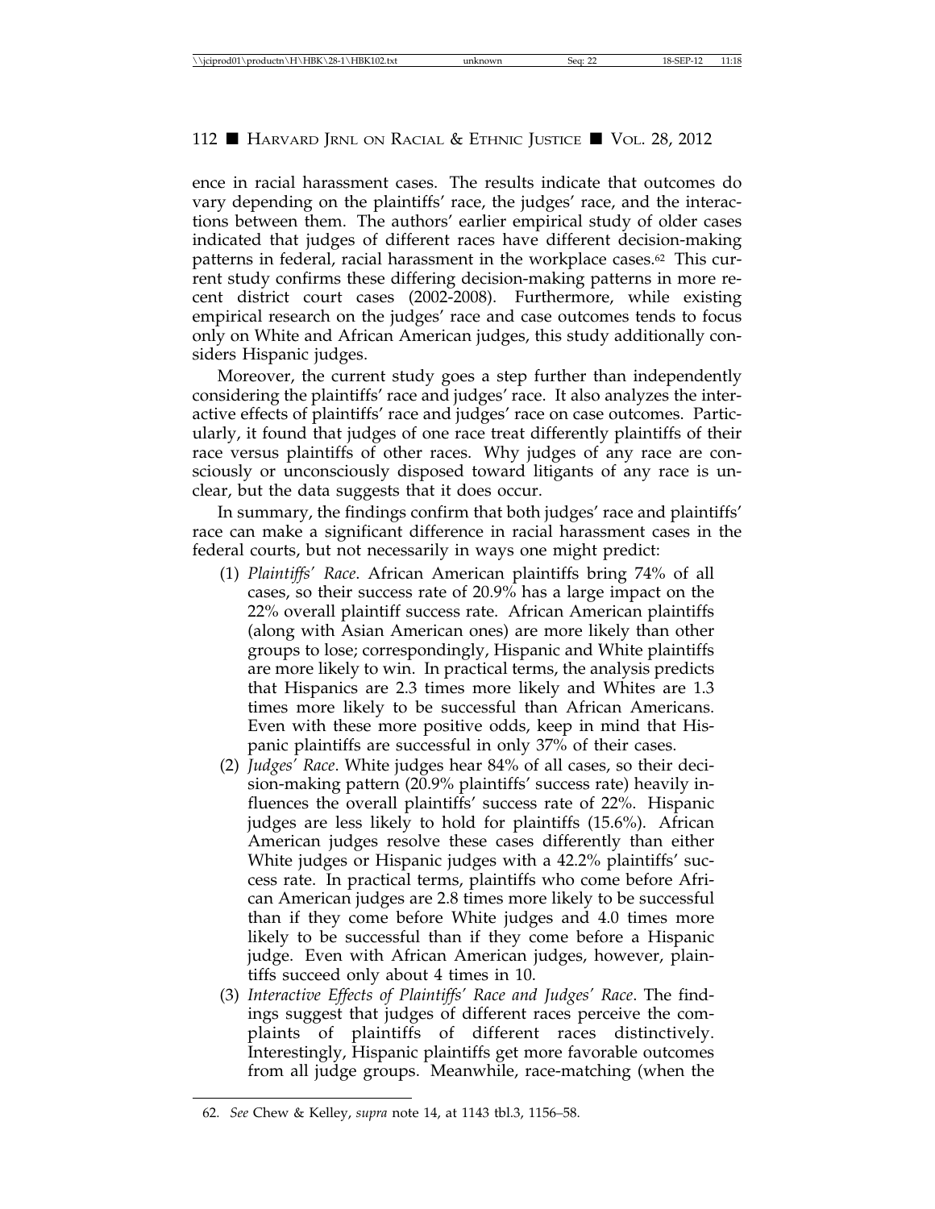ence in racial harassment cases. The results indicate that outcomes do vary depending on the plaintiffs' race, the judges' race, and the interactions between them. The authors' earlier empirical study of older cases indicated that judges of different races have different decision-making patterns in federal, racial harassment in the workplace cases.[62] This current study confirms these differing decision-making patterns in more recent district court cases (2002-2008). Furthermore, while existing empirical research on the judges' race and case outcomes tends to focus only on White and African American judges, this study additionally considers Hispanic judges.

Moreover, the current study goes a step further than independently considering the plaintiffs' race and judges' race. It also analyzes the interactive effects of plaintiffs' race and judges' race on case outcomes. Particularly, it found that judges of one race treat differently plaintiffs of their race versus plaintiffs of other races. Why judges of any race are consciously or unconsciously disposed toward litigants of any race is unclear, but the data suggests that it does occur.

In summary, the findings confirm that both judges' race and plaintiffs' race can make a significant difference in racial harassment cases in the federal courts, but not necessarily in ways one might predict:

(1) *Plaintiffs' Race*. African American plaintiffs bring 74% of all cases, so their success rate of 20.9% has a large impact on the 22% overall plaintiff success rate. African American plaintiffs (along with Asian American ones) are more likely than other groups to lose; correspondingly, Hispanic and White plaintiffs are more likely to win. In practical terms, the analysis predicts that Hispanics are 2.3 times more likely and Whites are 1.3 times more likely to be successful than African Americans. Even with these more positive odds, keep in mind that Hispanic plaintiffs are successful in only 37% of their cases.

(2) *Judges' Race*. White judges hear 84% of all cases, so their decision-making pattern (20.9% plaintiffs' success rate) heavily influences the overall plaintiffs' success rate of 22%. Hispanic judges are less likely to hold for plaintiffs (15.6%). African American judges resolve these cases differently than either White judges or Hispanic judges with a 42.2% plaintiffs' success rate. In practical terms, plaintiffs who come before African American judges are 2.8 times more likely to be successful than if they come before White judges and 4.0 times more likely to be successful than if they come before a Hispanic judge. Even with African American judges, however, plaintiffs succeed only about 4 times in 10.

(3) *Interactive Effects of Plaintiffs' Race and Judges' Race*. The findings suggest that judges of different races perceive the complaints of plaintiffs of different races distinctively. Interestingly, Hispanic plaintiffs get more favorable outcomes from all judge groups. Meanwhile, race-matching (when the

62. *See* Chew & Kelley, *supra* note 14, at 1143 tbl.3, 1156–58.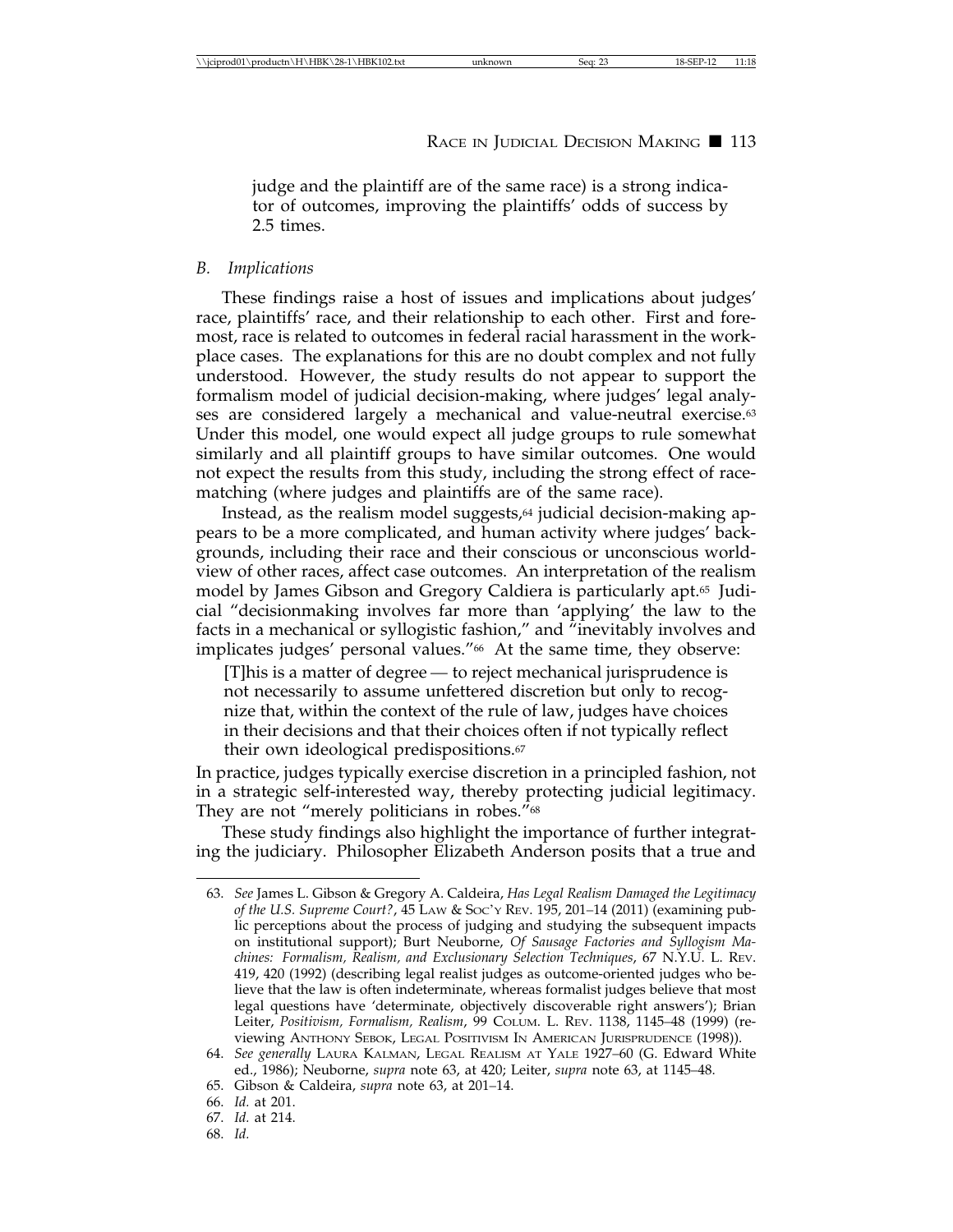judge and the plaintiff are of the same race) is a strong indicator of outcomes, improving the plaintiffs' odds of success by 2.5 times.

### *B. Implications*

These findings raise a host of issues and implications about judges' race, plaintiffs' race, and their relationship to each other. First and foremost, race is related to outcomes in federal racial harassment in the workplace cases. The explanations for this are no doubt complex and not fully understood. However, the study results do not appear to support the formalism model of judicial decision-making, where judges' legal analyses are considered largely a mechanical and value-neutral exercise.[63] Under this model, one would expect all judge groups to rule somewhat similarly and all plaintiff groups to have similar outcomes. One would not expect the results from this study, including the strong effect of race-matching (where judges and plaintiffs are of the same race).

Instead, as the realism model suggests,[64] judicial decision-making appears to be a more complicated, and human activity where judges' backgrounds, including their race and their conscious or unconscious worldview of other races, affect case outcomes. An interpretation of the realism model by James Gibson and Gregory Caldiera is particularly apt.[65] Judicial "decisionmaking involves far more than 'applying' the law to the facts in a mechanical or syllogistic fashion," and "inevitably involves and implicates judges' personal values."[66] At the same time, they observe:

> [T]his is a matter of degree — to reject mechanical jurisprudence is not necessarily to assume unfettered discretion but only to recognize that, within the context of the rule of law, judges have choices in their decisions and that their choices often if not typically reflect their own ideological predispositions.[67]

In practice, judges typically exercise discretion in a principled fashion, not in a strategic self-interested way, thereby protecting judicial legitimacy. They are not "merely politicians in robes."[68]

These study findings also highlight the importance of further integrating the judiciary. Philosopher Elizabeth Anderson posits that a true and

---

63. *See* James L. Gibson & Gregory A. Caldeira, *Has Legal Realism Damaged the Legitimacy of the U.S. Supreme Court?*, 45 Law & Soc'y Rev. 195, 201–14 (2011) (examining public perceptions about the process of judging and studying the subsequent impacts on institutional support); Burt Neuborne, *Of Sausage Factories and Syllogism Machines: Formalism, Realism, and Exclusionary Selection Techniques*, 67 N.Y.U. L. Rev. 419, 420 (1992) (describing legal realist judges as outcome-oriented judges who believe that the law is often indeterminate, whereas formalist judges believe that most legal questions have 'determinate, objectively discoverable right answers'); Brian Leiter, *Positivism, Formalism, Realism*, 99 Colum. L. Rev. 1138, 1145–48 (1999) (reviewing Anthony Sebok, Legal Positivism In American Jurisprudence (1998)).

64. *See generally* Laura Kalman, Legal Realism at Yale 1927–60 (G. Edward White ed., 1986); Neuborne, *supra* note 63, at 420; Leiter, *supra* note 63, at 1145–48.

65. Gibson & Caldeira, *supra* note 63, at 201–14.

66. *Id.* at 201.

67. *Id.* at 214.

68. *Id.*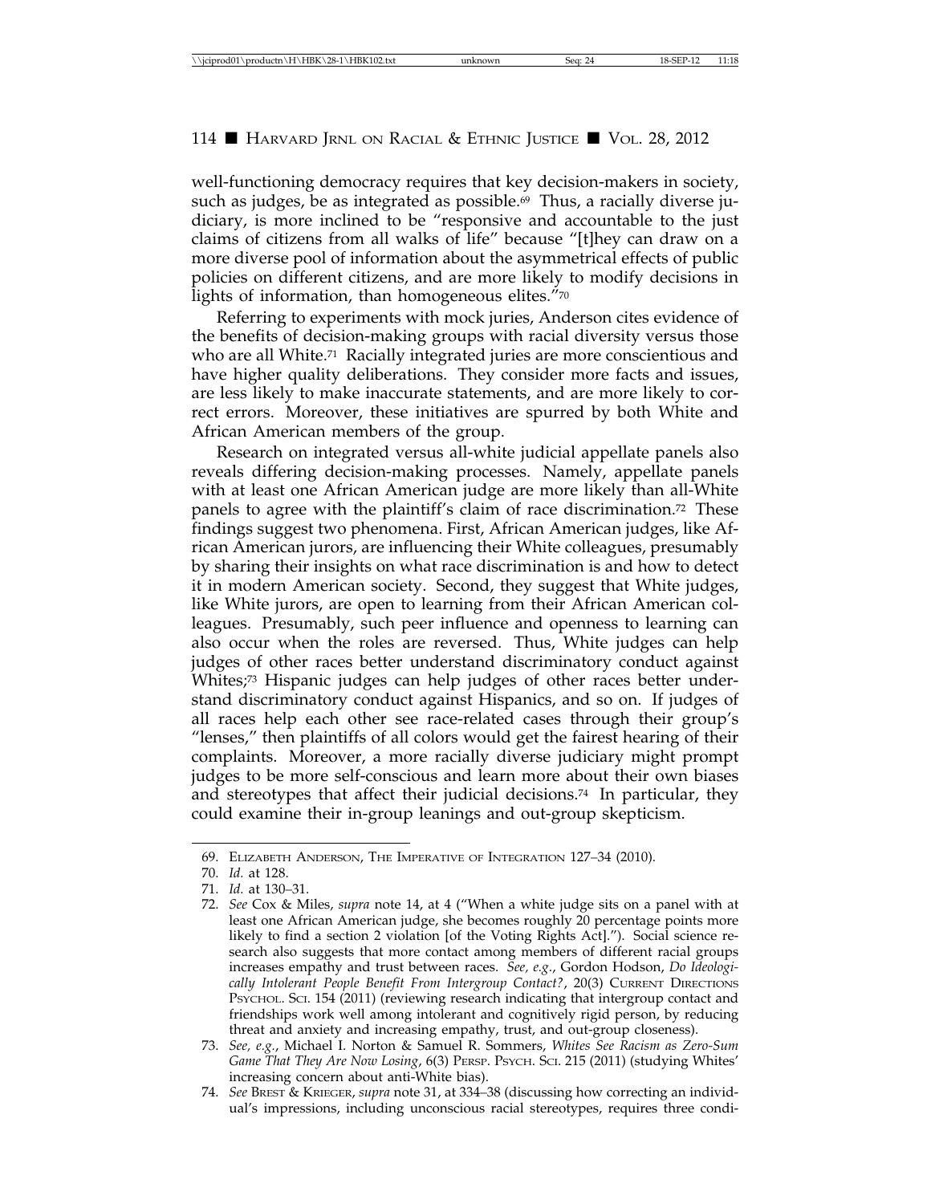well-functioning democracy requires that key decision-makers in society, such as judges, be as integrated as possible.[69] Thus, a racially diverse judiciary, is more inclined to be "responsive and accountable to the just claims of citizens from all walks of life" because "[t]hey can draw on a more diverse pool of information about the asymmetrical effects of public policies on different citizens, and are more likely to modify decisions in lights of information, than homogeneous elites."[70]

Referring to experiments with mock juries, Anderson cites evidence of the benefits of decision-making groups with racial diversity versus those who are all White.[71] Racially integrated juries are more conscientious and have higher quality deliberations. They consider more facts and issues, are less likely to make inaccurate statements, and are more likely to correct errors. Moreover, these initiatives are spurred by both White and African American members of the group.

Research on integrated versus all-white judicial appellate panels also reveals differing decision-making processes. Namely, appellate panels with at least one African American judge are more likely than all-White panels to agree with the plaintiff's claim of race discrimination.[72] These findings suggest two phenomena. First, African American judges, like African American jurors, are influencing their White colleagues, presumably by sharing their insights on what race discrimination is and how to detect it in modern American society. Second, they suggest that White judges, like White jurors, are open to learning from their African American colleagues. Presumably, such peer influence and openness to learning can also occur when the roles are reversed. Thus, White judges can help judges of other races better understand discriminatory conduct against Whites;[73] Hispanic judges can help judges of other races better understand discriminatory conduct against Hispanics, and so on. If judges of all races help each other see race-related cases through their group's "lenses," then plaintiffs of all colors would get the fairest hearing of their complaints. Moreover, a more racially diverse judiciary might prompt judges to be more self-conscious and learn more about their own biases and stereotypes that affect their judicial decisions.[74] In particular, they could examine their in-group leanings and out-group skepticism.

---

69. Elizabeth Anderson, The Imperative of Integration 127–34 (2010).

70. *Id.* at 128.

71. *Id.* at 130–31.

72. *See* Cox & Miles, *supra* note 14, at 4 ("When a white judge sits on a panel with at least one African American judge, she becomes roughly 20 percentage points more likely to find a section 2 violation [of the Voting Rights Act]."). Social science research also suggests that more contact among members of different racial groups increases empathy and trust between races. *See, e.g.*, Gordon Hodson, *Do Ideologically Intolerant People Benefit From Intergroup Contact?*, 20(3) Current Directions Psychol. Sci. 154 (2011) (reviewing research indicating that intergroup contact and friendships work well among intolerant and cognitively rigid person, by reducing threat and anxiety and increasing empathy, trust, and out-group closeness).

73. *See, e.g.*, Michael I. Norton & Samuel R. Sommers, *Whites See Racism as Zero-Sum Game That They Are Now Losing*, 6(3) Persp. Psych. Sci. 215 (2011) (studying Whites' increasing concern about anti-White bias).

74. *See* Brest & Krieger, *supra* note 31, at 334–38 (discussing how correcting an individual's impressions, including unconscious racial stereotypes, requires three condi-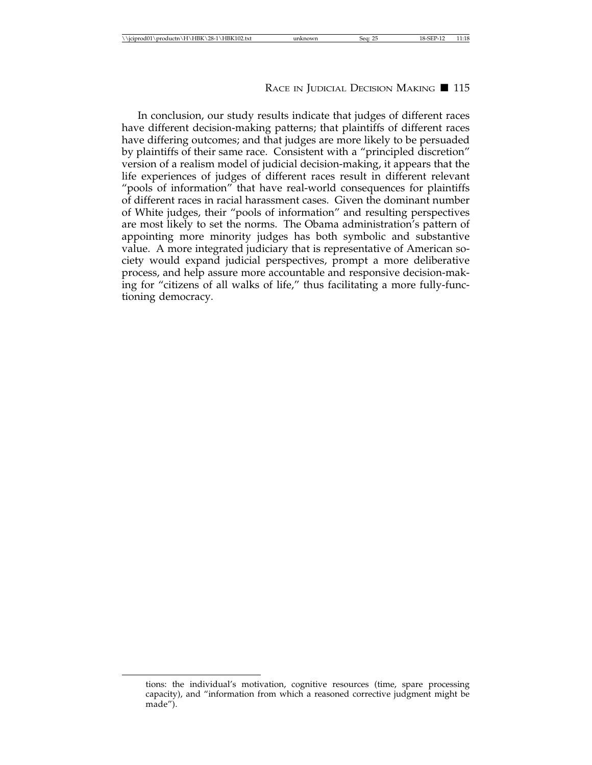In conclusion, our study results indicate that judges of different races have different decision-making patterns; that plaintiffs of different races have differing outcomes; and that judges are more likely to be persuaded by plaintiffs of their same race. Consistent with a "principled discretion" version of a realism model of judicial decision-making, it appears that the life experiences of judges of different races result in different relevant "pools of information" that have real-world consequences for plaintiffs of different races in racial harassment cases. Given the dominant number of White judges, their "pools of information" and resulting perspectives are most likely to set the norms. The Obama administration's pattern of appointing more minority judges has both symbolic and substantive value. A more integrated judiciary that is representative of American society would expand judicial perspectives, prompt a more deliberative process, and help assure more accountable and responsive decision-making for "citizens of all walks of life," thus facilitating a more fully-functioning democracy.

tions: the individual's motivation, cognitive resources (time, spare processing capacity), and "information from which a reasoned corrective judgment might be made").